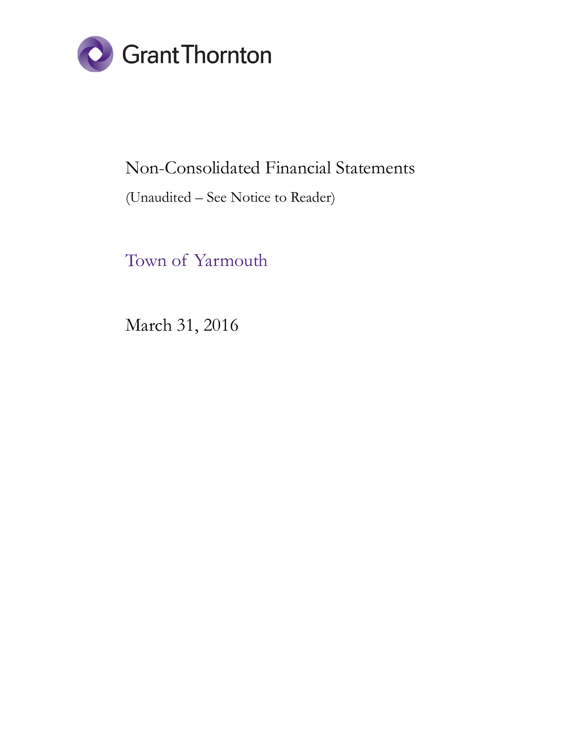Grant Thornton

# Non-Consolidated Financial Statements

(Unaudited – See Notice to Reader)

## Town of Yarmouth

March 31, 2016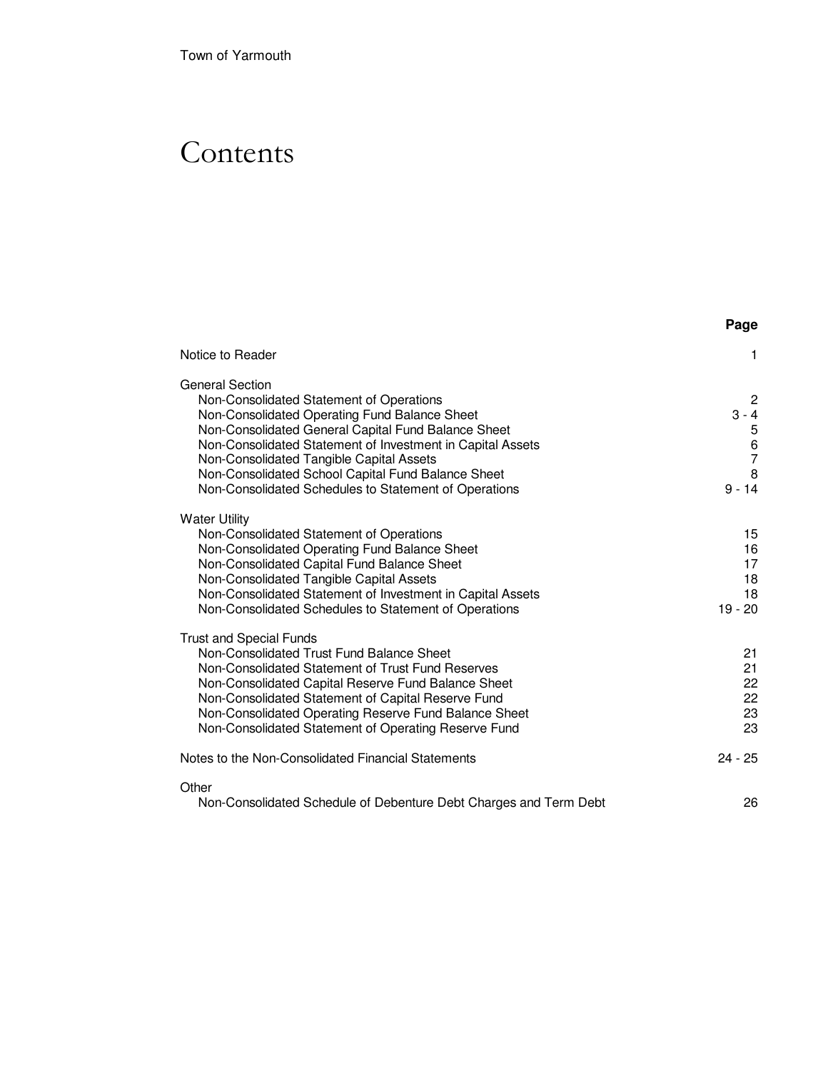Town of Yarmouth

# Contents

| | Page |
|---|---|
| Notice to Reader | 1 |
| **General Section** | |
| Non-Consolidated Statement of Operations | 2 |
| Non-Consolidated Operating Fund Balance Sheet | 3 - 4 |
| Non-Consolidated General Capital Fund Balance Sheet | 5 |
| Non-Consolidated Statement of Investment in Capital Assets | 6 |
| Non-Consolidated Tangible Capital Assets | 7 |
| Non-Consolidated School Capital Fund Balance Sheet | 8 |
| Non-Consolidated Schedules to Statement of Operations | 9 - 14 |
| **Water Utility** | |
| Non-Consolidated Statement of Operations | 15 |
| Non-Consolidated Operating Fund Balance Sheet | 16 |
| Non-Consolidated Capital Fund Balance Sheet | 17 |
| Non-Consolidated Tangible Capital Assets | 18 |
| Non-Consolidated Statement of Investment in Capital Assets | 18 |
| Non-Consolidated Schedules to Statement of Operations | 19 - 20 |
| **Trust and Special Funds** | |
| Non-Consolidated Trust Fund Balance Sheet | 21 |
| Non-Consolidated Statement of Trust Fund Reserves | 21 |
| Non-Consolidated Capital Reserve Fund Balance Sheet | 22 |
| Non-Consolidated Statement of Capital Reserve Fund | 22 |
| Non-Consolidated Operating Reserve Fund Balance Sheet | 23 |
| Non-Consolidated Statement of Operating Reserve Fund | 23 |
| Notes to the Non-Consolidated Financial Statements | 24 - 25 |
| **Other** | |
| Non-Consolidated Schedule of Debenture Debt Charges and Term Debt | 26 |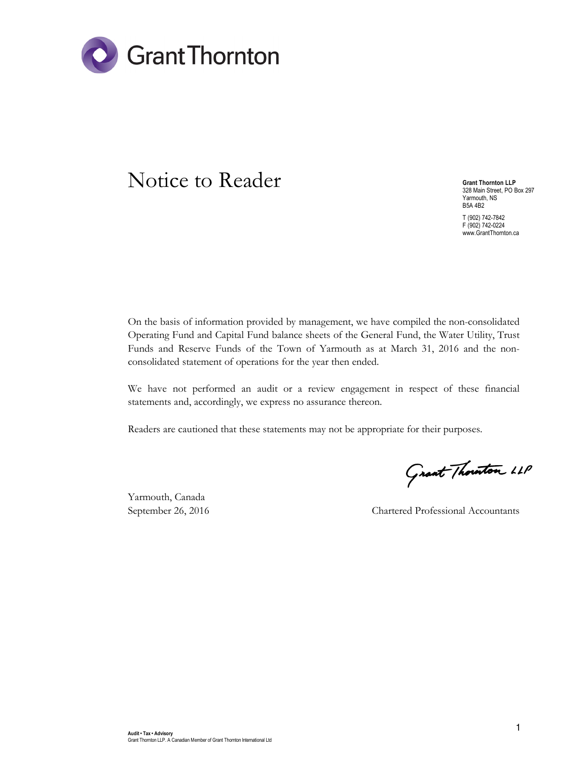Grant Thornton

# Notice to Reader

**Grant Thornton LLP**
328 Main Street, PO Box 297
Yarmouth, NS
B5A 4B2

T (902) 742-7842
F (902) 742-0224
www.GrantThornton.ca

On the basis of information provided by management, we have compiled the non-consolidated Operating Fund and Capital Fund balance sheets of the General Fund, the Water Utility, Trust Funds and Reserve Funds of the Town of Yarmouth as at March 31, 2016 and the non-consolidated statement of operations for the year then ended.

We have not performed an audit or a review engagement in respect of these financial statements and, accordingly, we express no assurance thereon.

Readers are cautioned that these statements may not be appropriate for their purposes.

Grant Thornton LLP

Yarmouth, Canada
September 26, 2016

Chartered Professional Accountants

**Audit • Tax • Advisory**
Grant Thornton LLP. A Canadian Member of Grant Thornton International Ltd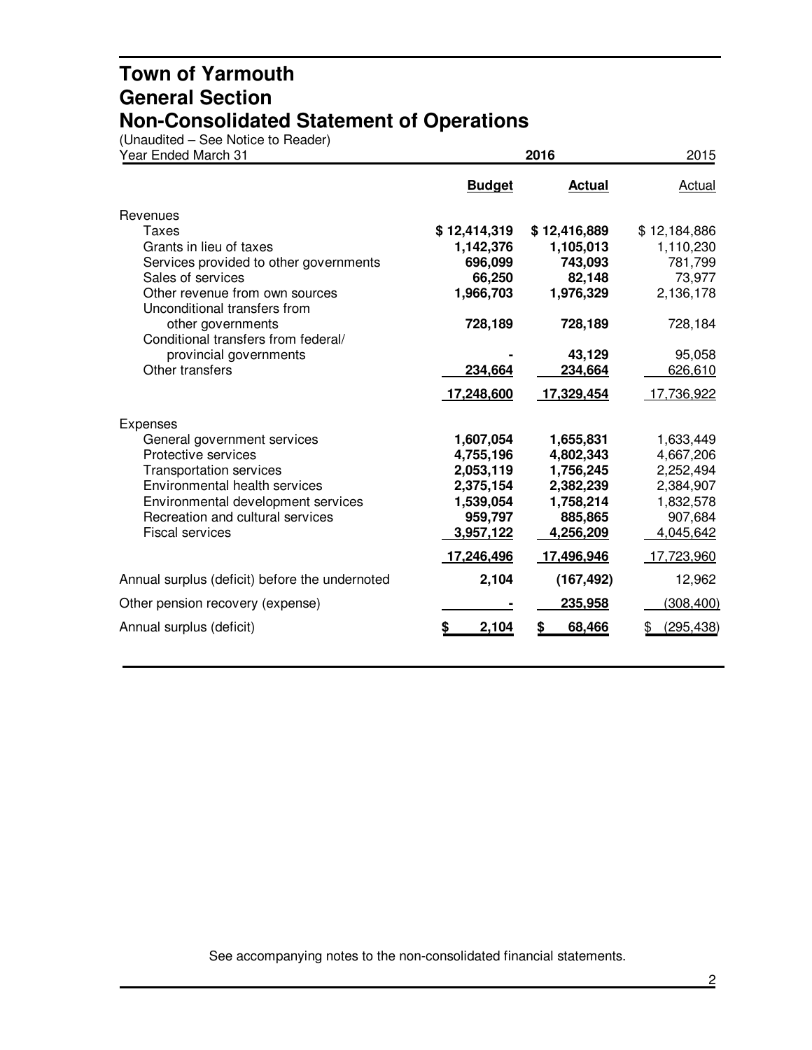# Town of Yarmouth
## General Section
## Non-Consolidated Statement of Operations

(Unaudited – See Notice to Reader)

| Year Ended March 31 | 2016 Budget | 2016 Actual | 2015 Actual |
|---|---|---|---|
| **Revenues** | | | |
| Taxes | **$ 12,414,319** | **$ 12,416,889** | $ 12,184,886 |
| Grants in lieu of taxes | **1,142,376** | **1,105,013** | 1,110,230 |
| Services provided to other governments | **696,099** | **743,093** | 781,799 |
| Sales of services | **66,250** | **82,148** | 73,977 |
| Other revenue from own sources | **1,966,703** | **1,976,329** | 2,136,178 |
| Unconditional transfers from other governments | **728,189** | **728,189** | 728,184 |
| Conditional transfers from federal/ provincial governments | **-** | **43,129** | 95,058 |
| Other transfers | **234,664** | **234,664** | 626,610 |
| | **17,248,600** | **17,329,454** | 17,736,922 |
| **Expenses** | | | |
| General government services | **1,607,054** | **1,655,831** | 1,633,449 |
| Protective services | **4,755,196** | **4,802,343** | 4,667,206 |
| Transportation services | **2,053,119** | **1,756,245** | 2,252,494 |
| Environmental health services | **2,375,154** | **2,382,239** | 2,384,907 |
| Environmental development services | **1,539,054** | **1,758,214** | 1,832,578 |
| Recreation and cultural services | **959,797** | **885,865** | 907,684 |
| Fiscal services | **3,957,122** | **4,256,209** | 4,045,642 |
| | **17,246,496** | **17,496,946** | 17,723,960 |
| Annual surplus (deficit) before the undernoted | **2,104** | **(167,492)** | 12,962 |
| Other pension recovery (expense) | **-** | **235,958** | (308,400) |
| Annual surplus (deficit) | **$ 2,104** | **$ 68,466** | $ (295,438) |

See accompanying notes to the non-consolidated financial statements.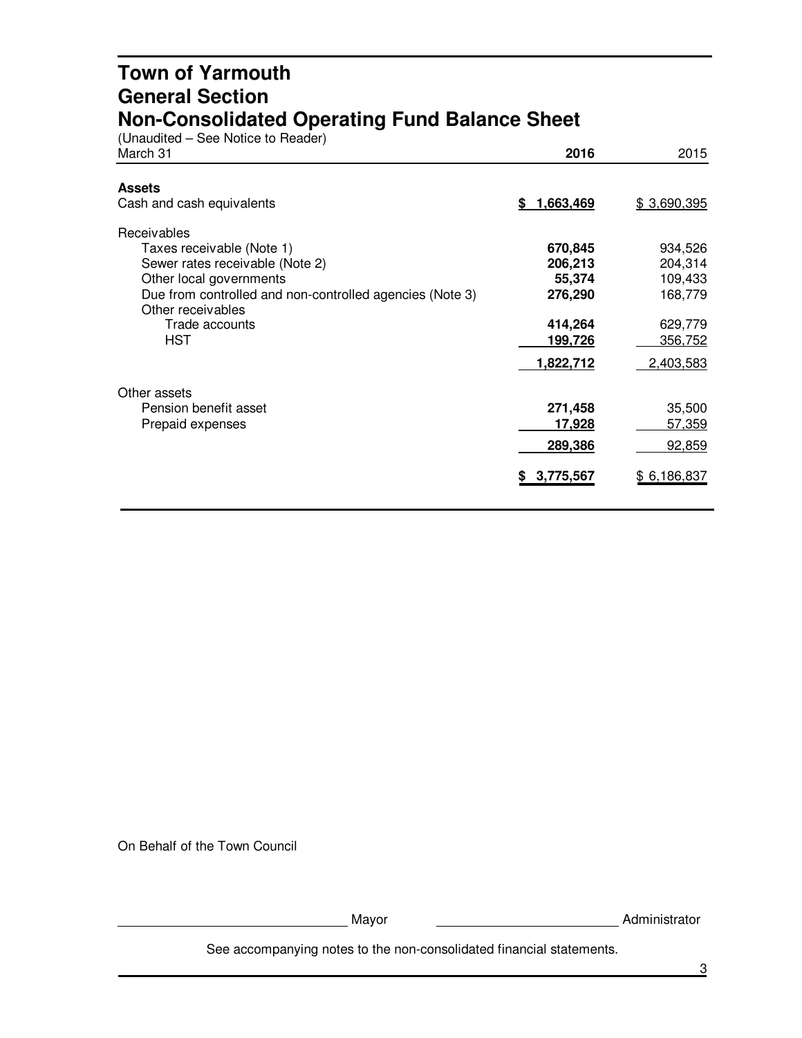# Town of Yarmouth
## General Section
## Non-Consolidated Operating Fund Balance Sheet

(Unaudited – See Notice to Reader)

| March 31 | 2016 | 2015 |
|---|---|---|
| **Assets** | | |
| Cash and cash equivalents | **$ 1,663,469** | $ 3,690,395 |
| Receivables | | |
| Taxes receivable (Note 1) | **670,845** | 934,526 |
| Sewer rates receivable (Note 2) | **206,213** | 204,314 |
| Other local governments | **55,374** | 109,433 |
| Due from controlled and non-controlled agencies (Note 3) | **276,290** | 168,779 |
| Other receivables | | |
| Trade accounts | **414,264** | 629,779 |
| HST | **199,726** | 356,752 |
| | **1,822,712** | 2,403,583 |
| Other assets | | |
| Pension benefit asset | **271,458** | 35,500 |
| Prepaid expenses | **17,928** | 57,359 |
| | **289,386** | 92,859 |
| | **$ 3,775,567** | $ 6,186,837 |

On Behalf of the Town Council

\_\_\_\_\_\_\_\_\_\_\_\_\_\_\_\_\_\_\_\_ Mayor    \_\_\_\_\_\_\_\_\_\_\_\_\_\_\_\_\_\_\_\_ Administrator

See accompanying notes to the non-consolidated financial statements.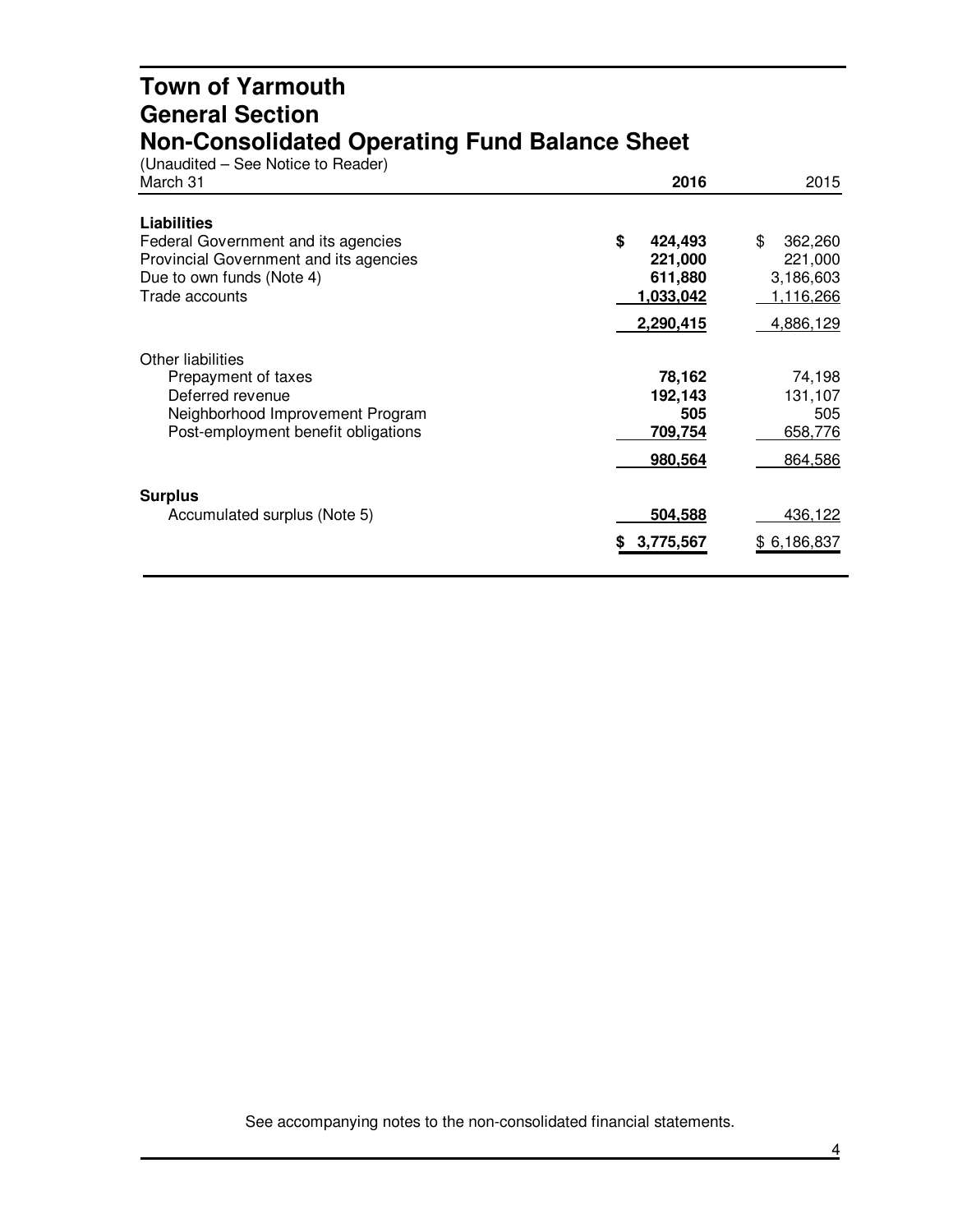# Town of Yarmouth
# General Section
# Non-Consolidated Operating Fund Balance Sheet

(Unaudited – See Notice to Reader)

| March 31 | 2016 | 2015 |
|---|---|---|
| **Liabilities** | | |
| Federal Government and its agencies | **$ 424,493** | $ 362,260 |
| Provincial Government and its agencies | **221,000** | 221,000 |
| Due to own funds (Note 4) | **611,880** | 3,186,603 |
| Trade accounts | **1,033,042** | 1,116,266 |
| | **2,290,415** | 4,886,129 |
| Other liabilities | | |
| Prepayment of taxes | **78,162** | 74,198 |
| Deferred revenue | **192,143** | 131,107 |
| Neighborhood Improvement Program | **505** | 505 |
| Post-employment benefit obligations | **709,754** | 658,776 |
| | **980,564** | 864,586 |
| **Surplus** | | |
| Accumulated surplus (Note 5) | **504,588** | 436,122 |
| | **$ 3,775,567** | $ 6,186,837 |

See accompanying notes to the non-consolidated financial statements.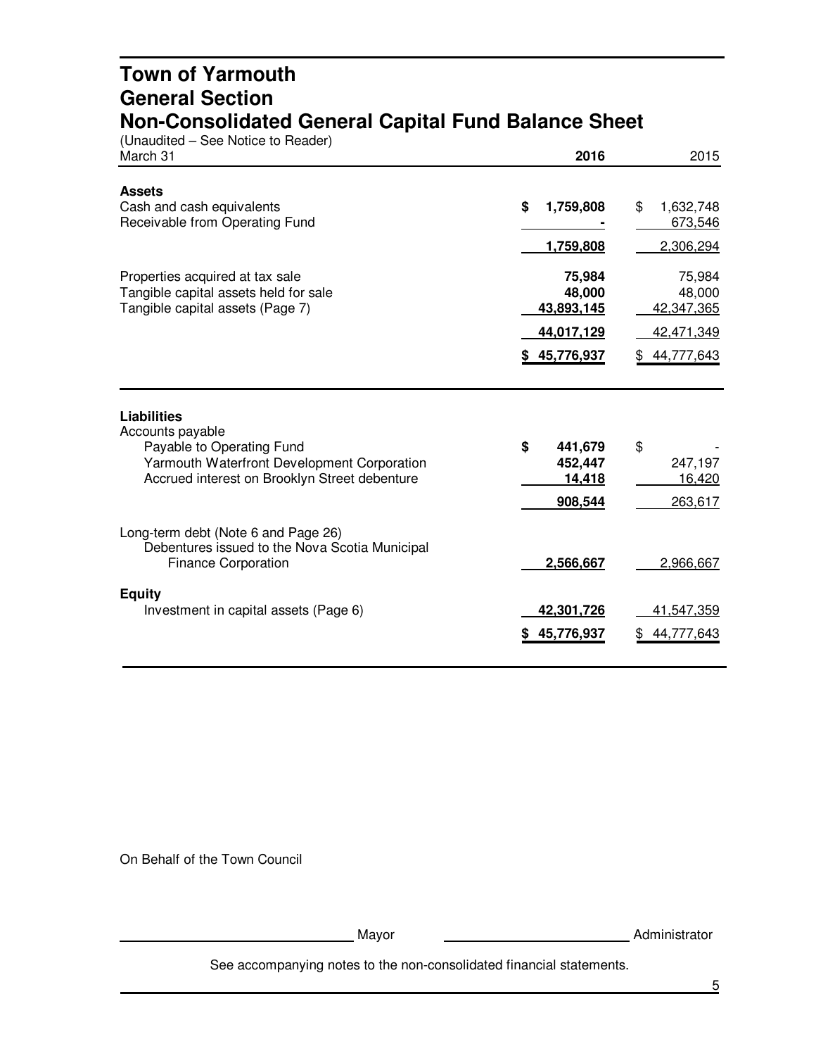# Town of Yarmouth
## General Section
## Non-Consolidated General Capital Fund Balance Sheet

(Unaudited – See Notice to Reader)

| March 31 | 2016 | 2015 |
|---|---|---|
| **Assets** | | |
| Cash and cash equivalents | **$ 1,759,808** | $ 1,632,748 |
| Receivable from Operating Fund | **-** | 673,546 |
| | **1,759,808** | 2,306,294 |
| Properties acquired at tax sale | **75,984** | 75,984 |
| Tangible capital assets held for sale | **48,000** | 48,000 |
| Tangible capital assets (Page 7) | **43,893,145** | 42,347,365 |
| | **44,017,129** | 42,471,349 |
| | **$ 45,776,937** | $ 44,777,643 |
| **Liabilities** | | |
| Accounts payable | | |
| Payable to Operating Fund | **$ 441,679** | $ - |
| Yarmouth Waterfront Development Corporation | **452,447** | 247,197 |
| Accrued interest on Brooklyn Street debenture | **14,418** | 16,420 |
| | **908,544** | 263,617 |
| Long-term debt (Note 6 and Page 26) | | |
| Debentures issued to the Nova Scotia Municipal Finance Corporation | **2,566,667** | 2,966,667 |
| **Equity** | | |
| Investment in capital assets (Page 6) | **42,301,726** | 41,547,359 |
| | **$ 45,776,937** | $ 44,777,643 |

On Behalf of the Town Council

______________________ Mayor ______________________ Administrator

See accompanying notes to the non-consolidated financial statements.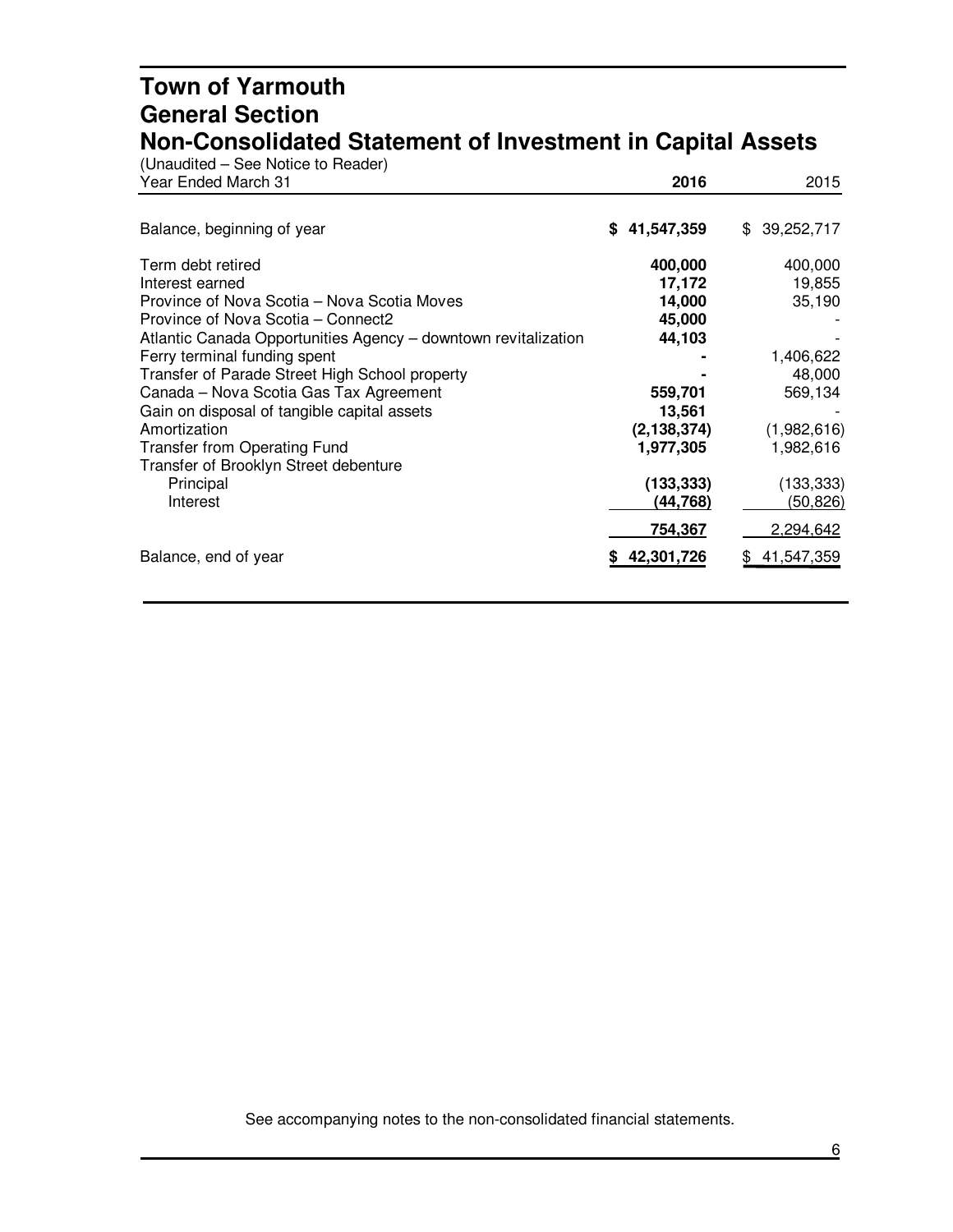# Town of Yarmouth
## General Section
## Non-Consolidated Statement of Investment in Capital Assets

(Unaudited – See Notice to Reader)

| Year Ended March 31 | 2016 | 2015 |
|---|---|---|
| Balance, beginning of year | $ 41,547,359 | $ 39,252,717 |
| Term debt retired | 400,000 | 400,000 |
| Interest earned | 17,172 | 19,855 |
| Province of Nova Scotia – Nova Scotia Moves | 14,000 | 35,190 |
| Province of Nova Scotia – Connect2 | 45,000 | - |
| Atlantic Canada Opportunities Agency – downtown revitalization | 44,103 | - |
| Ferry terminal funding spent | - | 1,406,622 |
| Transfer of Parade Street High School property | - | 48,000 |
| Canada – Nova Scotia Gas Tax Agreement | 559,701 | 569,134 |
| Gain on disposal of tangible capital assets | 13,561 | - |
| Amortization | (2,138,374) | (1,982,616) |
| Transfer from Operating Fund | 1,977,305 | 1,982,616 |
| Transfer of Brooklyn Street debenture | | |
| Principal | (133,333) | (133,333) |
| Interest | (44,768) | (50,826) |
| | 754,367 | 2,294,642 |
| Balance, end of year | $ 42,301,726 | $ 41,547,359 |

See accompanying notes to the non-consolidated financial statements.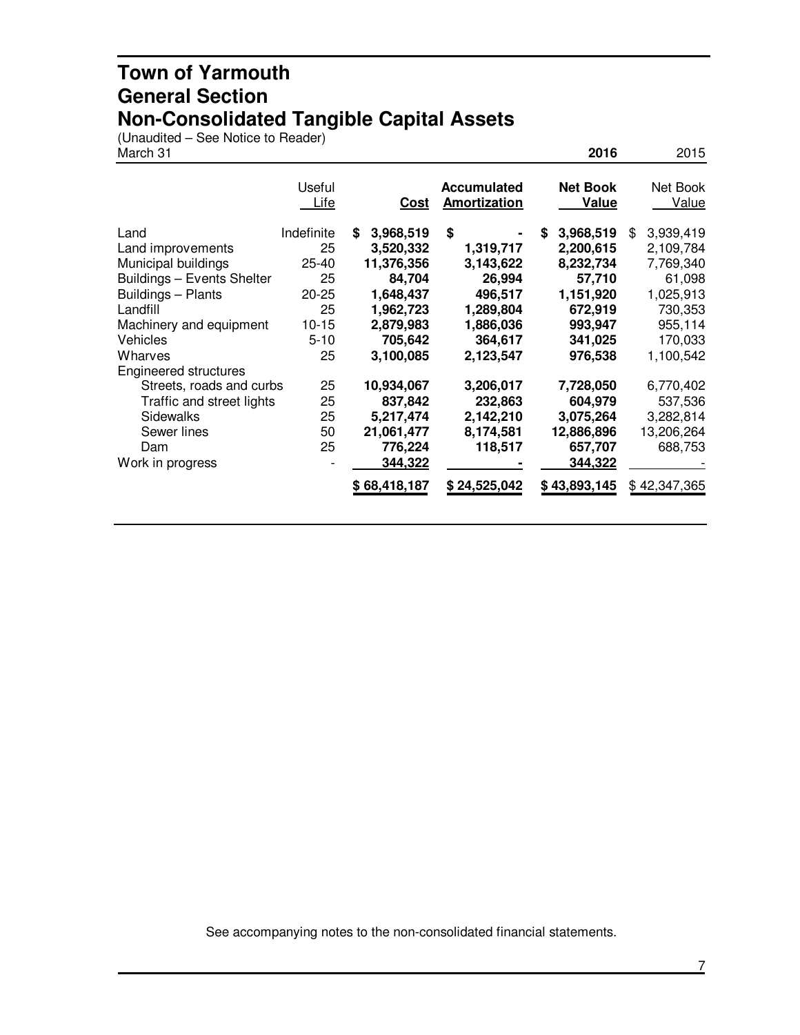# Town of Yarmouth
## General Section
## Non-Consolidated Tangible Capital Assets

(Unaudited – See Notice to Reader)

March 31 **2016** 2015

| | Useful Life | Cost | Accumulated Amortization | Net Book Value (2016) | Net Book Value (2015) |
|---|---|---|---|---|---|
| Land | Indefinite | **$ 3,968,519** | **$ -** | **$ 3,968,519** | $ 3,939,419 |
| Land improvements | 25 | **3,520,332** | **1,319,717** | **2,200,615** | 2,109,784 |
| Municipal buildings | 25-40 | **11,376,356** | **3,143,622** | **8,232,734** | 7,769,340 |
| Buildings – Events Shelter | 25 | **84,704** | **26,994** | **57,710** | 61,098 |
| Buildings – Plants | 20-25 | **1,648,437** | **496,517** | **1,151,920** | 1,025,913 |
| Landfill | 25 | **1,962,723** | **1,289,804** | **672,919** | 730,353 |
| Machinery and equipment | 10-15 | **2,879,983** | **1,886,036** | **993,947** | 955,114 |
| Vehicles | 5-10 | **705,642** | **364,617** | **341,025** | 170,033 |
| Wharves | 25 | **3,100,085** | **2,123,547** | **976,538** | 1,100,542 |
| Engineered structures | | | | | |
| Streets, roads and curbs | 25 | **10,934,067** | **3,206,017** | **7,728,050** | 6,770,402 |
| Traffic and street lights | 25 | **837,842** | **232,863** | **604,979** | 537,536 |
| Sidewalks | 25 | **5,217,474** | **2,142,210** | **3,075,264** | 3,282,814 |
| Sewer lines | 50 | **21,061,477** | **8,174,581** | **12,886,896** | 13,206,264 |
| Dam | 25 | **776,224** | **118,517** | **657,707** | 688,753 |
| Work in progress | - | **344,322** | **-** | **344,322** | - |
| | | **$ 68,418,187** | **$ 24,525,042** | **$ 43,893,145** | $ 42,347,365 |

See accompanying notes to the non-consolidated financial statements.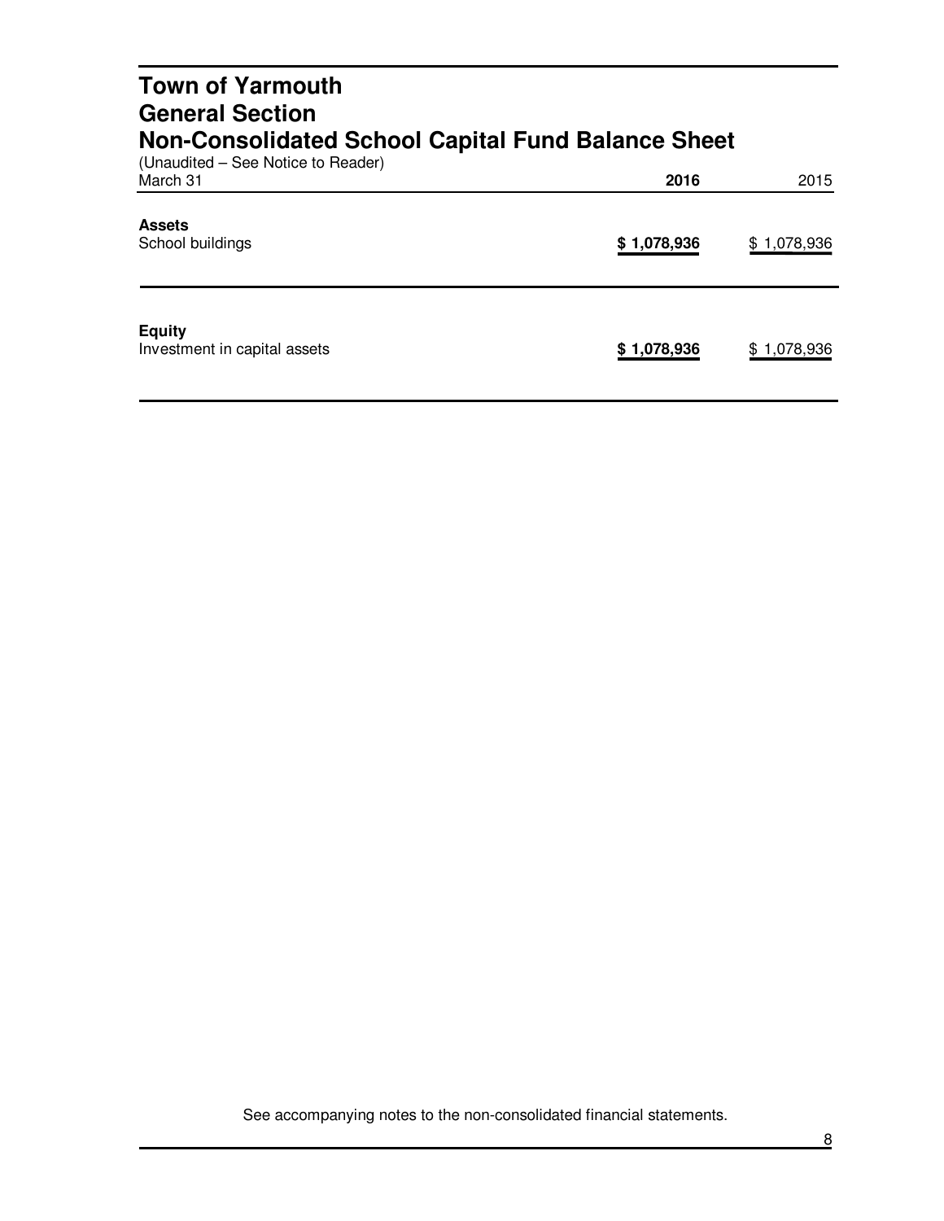# Town of Yarmouth
## General Section
## Non-Consolidated School Capital Fund Balance Sheet

(Unaudited – See Notice to Reader)

| March 31 | **2016** | 2015 |
|---|---|---|
| **Assets** | | |
| School buildings | **$ 1,078,936** | $ 1,078,936 |
| **Equity** | | |
| Investment in capital assets | **$ 1,078,936** | $ 1,078,936 |

See accompanying notes to the non-consolidated financial statements.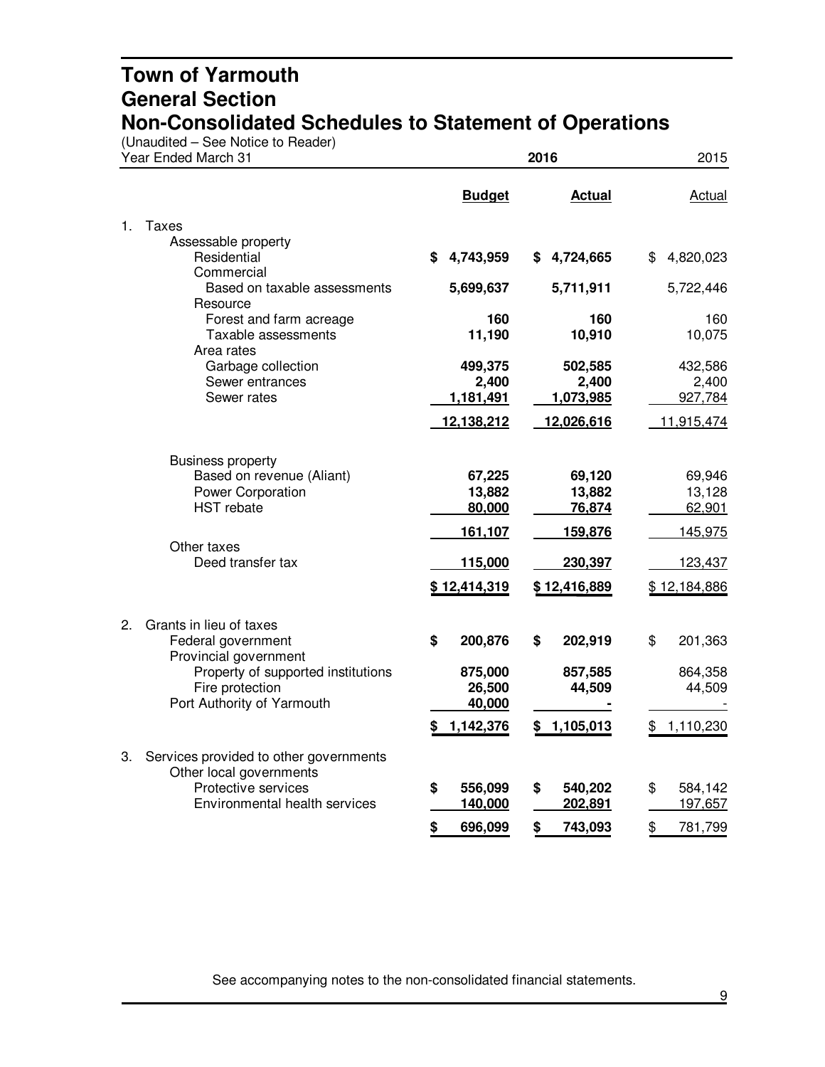# Town of Yarmouth
## General Section
## Non-Consolidated Schedules to Statement of Operations

(Unaudited – See Notice to Reader)

| Year Ended March 31 | 2016 Budget | 2016 Actual | 2015 Actual |
|---|---|---|---|
| **1. Taxes** | | | |
| Assessable property | | | |
| Residential | $ 4,743,959 | $ 4,724,665 | $ 4,820,023 |
| Commercial | | | |
| Based on taxable assessments | 5,699,637 | 5,711,911 | 5,722,446 |
| Resource | | | |
| Forest and farm acreage | 160 | 160 | 160 |
| Taxable assessments | 11,190 | 10,910 | 10,075 |
| Area rates | | | |
| Garbage collection | 499,375 | 502,585 | 432,586 |
| Sewer entrances | 2,400 | 2,400 | 2,400 |
| Sewer rates | 1,181,491 | 1,073,985 | 927,784 |
| | 12,138,212 | 12,026,616 | 11,915,474 |
| Business property | | | |
| Based on revenue (Aliant) | 67,225 | 69,120 | 69,946 |
| Power Corporation | 13,882 | 13,882 | 13,128 |
| HST rebate | 80,000 | 76,874 | 62,901 |
| | 161,107 | 159,876 | 145,975 |
| Other taxes | | | |
| Deed transfer tax | 115,000 | 230,397 | 123,437 |
| | $ 12,414,319 | $ 12,416,889 | $ 12,184,886 |
| **2. Grants in lieu of taxes** | | | |
| Federal government | $ 200,876 | $ 202,919 | $ 201,363 |
| Provincial government | | | |
| Property of supported institutions | 875,000 | 857,585 | 864,358 |
| Fire protection | 26,500 | 44,509 | 44,509 |
| Port Authority of Yarmouth | 40,000 | - | - |
| | $ 1,142,376 | $ 1,105,013 | $ 1,110,230 |
| **3. Services provided to other governments** | | | |
| Other local governments | | | |
| Protective services | $ 556,099 | $ 540,202 | $ 584,142 |
| Environmental health services | 140,000 | 202,891 | 197,657 |
| | $ 696,099 | $ 743,093 | $ 781,799 |

See accompanying notes to the non-consolidated financial statements.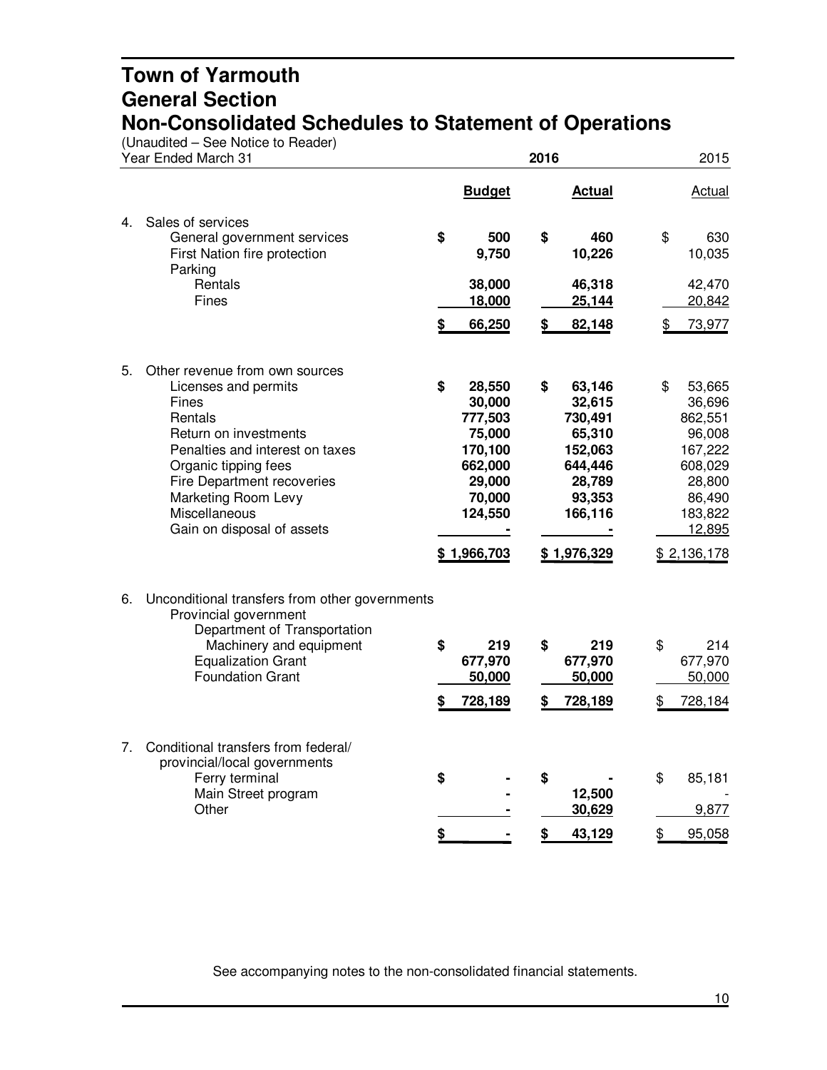# Town of Yarmouth
## General Section
## Non-Consolidated Schedules to Statement of Operations

(Unaudited – See Notice to Reader)

| Year Ended March 31 | 2016 Budget | 2016 Actual | 2015 Actual |
|---|---|---|---|
| **4. Sales of services** | | | |
| General government services | $ 500 | $ 460 | $ 630 |
| First Nation fire protection | 9,750 | 10,226 | 10,035 |
| Parking | | | |
| Rentals | 38,000 | 46,318 | 42,470 |
| Fines | 18,000 | 25,144 | 20,842 |
| | $ 66,250 | $ 82,148 | $ 73,977 |
| **5. Other revenue from own sources** | | | |
| Licenses and permits | $ 28,550 | $ 63,146 | $ 53,665 |
| Fines | 30,000 | 32,615 | 36,696 |
| Rentals | 777,503 | 730,491 | 862,551 |
| Return on investments | 75,000 | 65,310 | 96,008 |
| Penalties and interest on taxes | 170,100 | 152,063 | 167,222 |
| Organic tipping fees | 662,000 | 644,446 | 608,029 |
| Fire Department recoveries | 29,000 | 28,789 | 28,800 |
| Marketing Room Levy | 70,000 | 93,353 | 86,490 |
| Miscellaneous | 124,550 | 166,116 | 183,822 |
| Gain on disposal of assets | - | - | 12,895 |
| | $ 1,966,703 | $ 1,976,329 | $ 2,136,178 |
| **6. Unconditional transfers from other governments** | | | |
| Provincial government | | | |
| Department of Transportation | | | |
| Machinery and equipment | $ 219 | $ 219 | $ 214 |
| Equalization Grant | 677,970 | 677,970 | 677,970 |
| Foundation Grant | 50,000 | 50,000 | 50,000 |
| | $ 728,189 | $ 728,189 | $ 728,184 |
| **7. Conditional transfers from federal/ provincial/local governments** | | | |
| Ferry terminal | $ - | $ - | $ 85,181 |
| Main Street program | - | 12,500 | - |
| Other | - | 30,629 | 9,877 |
| | $ - | $ 43,129 | $ 95,058 |

See accompanying notes to the non-consolidated financial statements.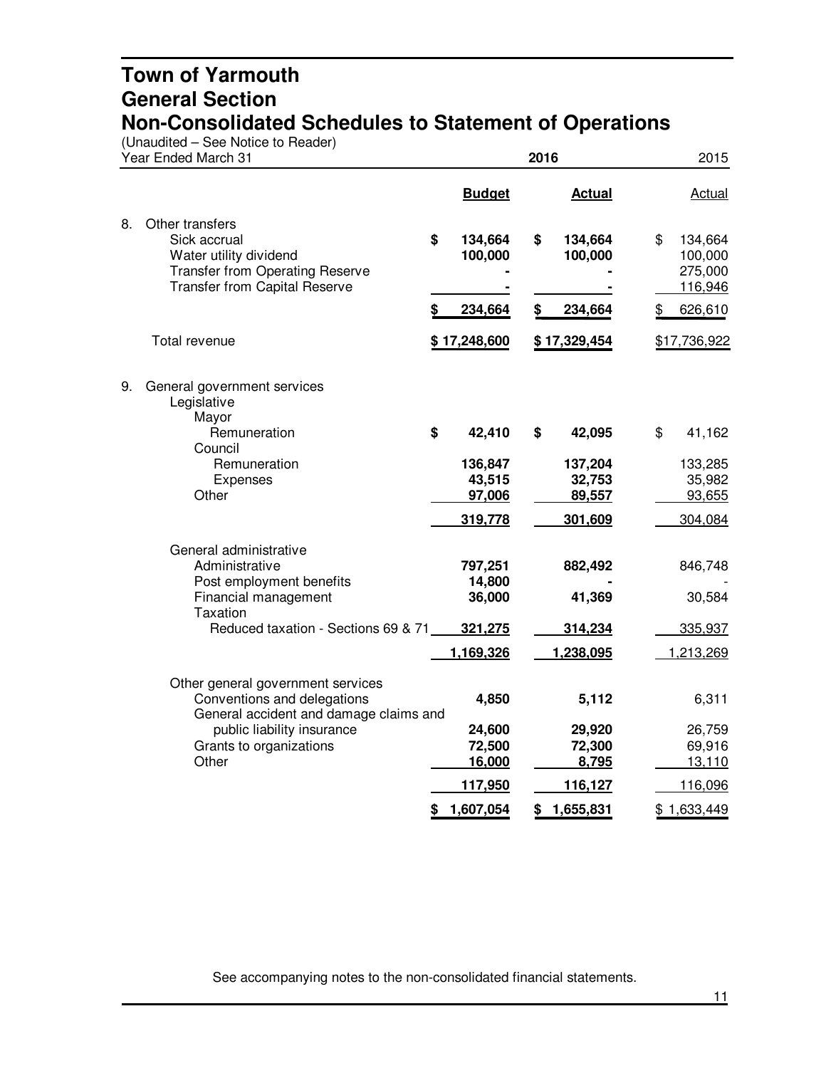# Town of Yarmouth
## General Section
## Non-Consolidated Schedules to Statement of Operations

(Unaudited – See Notice to Reader)

| Year Ended March 31 | 2016 Budget | 2016 Actual | 2015 Actual |
|---|---|---|---|
| **8. Other transfers** | | | |
| Sick accrual | $ 134,664 | $ 134,664 | $ 134,664 |
| Water utility dividend | 100,000 | 100,000 | 100,000 |
| Transfer from Operating Reserve | - | - | 275,000 |
| Transfer from Capital Reserve | - | - | 116,946 |
| | $ 234,664 | $ 234,664 | $ 626,610 |
| Total revenue | $ 17,248,600 | $ 17,329,454 | $17,736,922 |
| **9. General government services** | | | |
| Legislative | | | |
| Mayor | | | |
| Remuneration | $ 42,410 | $ 42,095 | $ 41,162 |
| Council | | | |
| Remuneration | 136,847 | 137,204 | 133,285 |
| Expenses | 43,515 | 32,753 | 35,982 |
| Other | 97,006 | 89,557 | 93,655 |
| | 319,778 | 301,609 | 304,084 |
| General administrative | | | |
| Administrative | 797,251 | 882,492 | 846,748 |
| Post employment benefits | 14,800 | - | - |
| Financial management | 36,000 | 41,369 | 30,584 |
| Taxation | | | |
| Reduced taxation - Sections 69 & 71 | 321,275 | 314,234 | 335,937 |
| | 1,169,326 | 1,238,095 | 1,213,269 |
| Other general government services | | | |
| Conventions and delegations | 4,850 | 5,112 | 6,311 |
| General accident and damage claims and public liability insurance | 24,600 | 29,920 | 26,759 |
| Grants to organizations | 72,500 | 72,300 | 69,916 |
| Other | 16,000 | 8,795 | 13,110 |
| | 117,950 | 116,127 | 116,096 |
| | $ 1,607,054 | $ 1,655,831 | $ 1,633,449 |

See accompanying notes to the non-consolidated financial statements.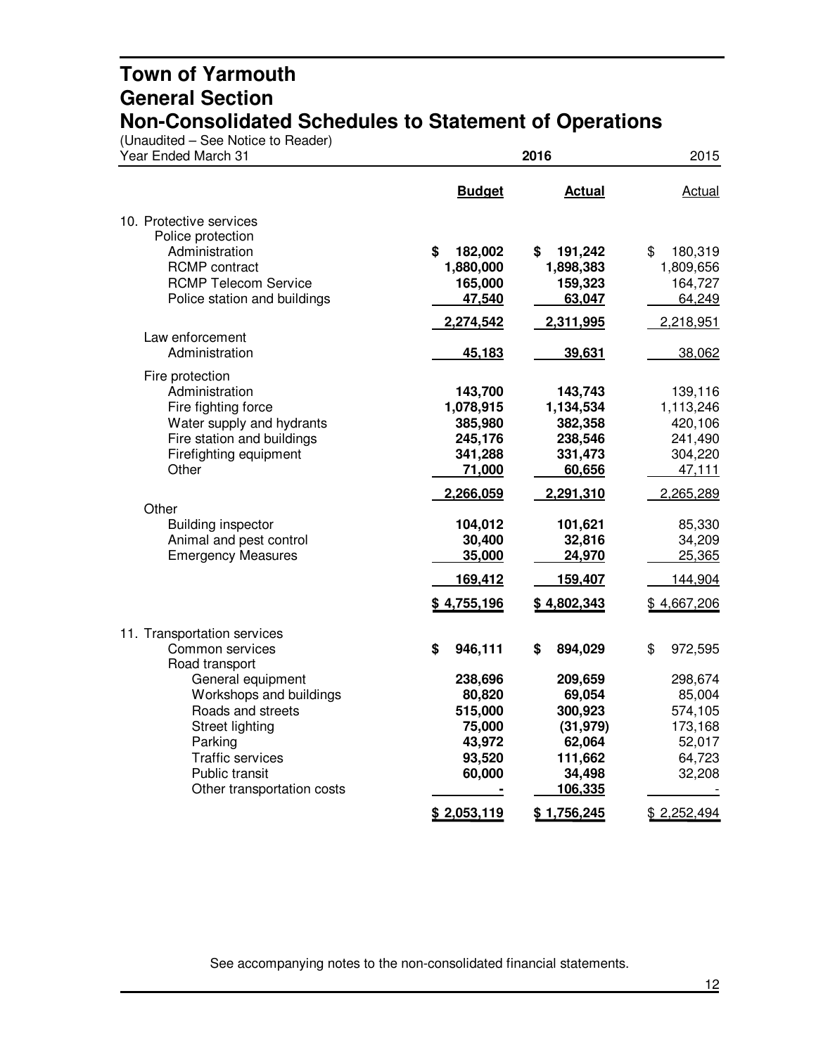# Town of Yarmouth
## General Section
## Non-Consolidated Schedules to Statement of Operations

(Unaudited – See Notice to Reader)

| Year Ended March 31 | 2016 Budget | 2016 Actual | 2015 Actual |
|---|---|---|---|
| **10. Protective services** | | | |
| Police protection | | | |
| Administration | $ 182,002 | $ 191,242 | $ 180,319 |
| RCMP contract | 1,880,000 | 1,898,383 | 1,809,656 |
| RCMP Telecom Service | 165,000 | 159,323 | 164,727 |
| Police station and buildings | 47,540 | 63,047 | 64,249 |
| | 2,274,542 | 2,311,995 | 2,218,951 |
| Law enforcement | | | |
| Administration | 45,183 | 39,631 | 38,062 |
| Fire protection | | | |
| Administration | 143,700 | 143,743 | 139,116 |
| Fire fighting force | 1,078,915 | 1,134,534 | 1,113,246 |
| Water supply and hydrants | 385,980 | 382,358 | 420,106 |
| Fire station and buildings | 245,176 | 238,546 | 241,490 |
| Firefighting equipment | 341,288 | 331,473 | 304,220 |
| Other | 71,000 | 60,656 | 47,111 |
| | 2,266,059 | 2,291,310 | 2,265,289 |
| Other | | | |
| Building inspector | 104,012 | 101,621 | 85,330 |
| Animal and pest control | 30,400 | 32,816 | 34,209 |
| Emergency Measures | 35,000 | 24,970 | 25,365 |
| | 169,412 | 159,407 | 144,904 |
| | $ 4,755,196 | $ 4,802,343 | $ 4,667,206 |
| **11. Transportation services** | | | |
| Common services | $ 946,111 | $ 894,029 | $ 972,595 |
| Road transport | | | |
| General equipment | 238,696 | 209,659 | 298,674 |
| Workshops and buildings | 80,820 | 69,054 | 85,004 |
| Roads and streets | 515,000 | 300,923 | 574,105 |
| Street lighting | 75,000 | (31,979) | 173,168 |
| Parking | 43,972 | 62,064 | 52,017 |
| Traffic services | 93,520 | 111,662 | 64,723 |
| Public transit | 60,000 | 34,498 | 32,208 |
| Other transportation costs | - | 106,335 | - |
| | $ 2,053,119 | $ 1,756,245 | $ 2,252,494 |

See accompanying notes to the non-consolidated financial statements.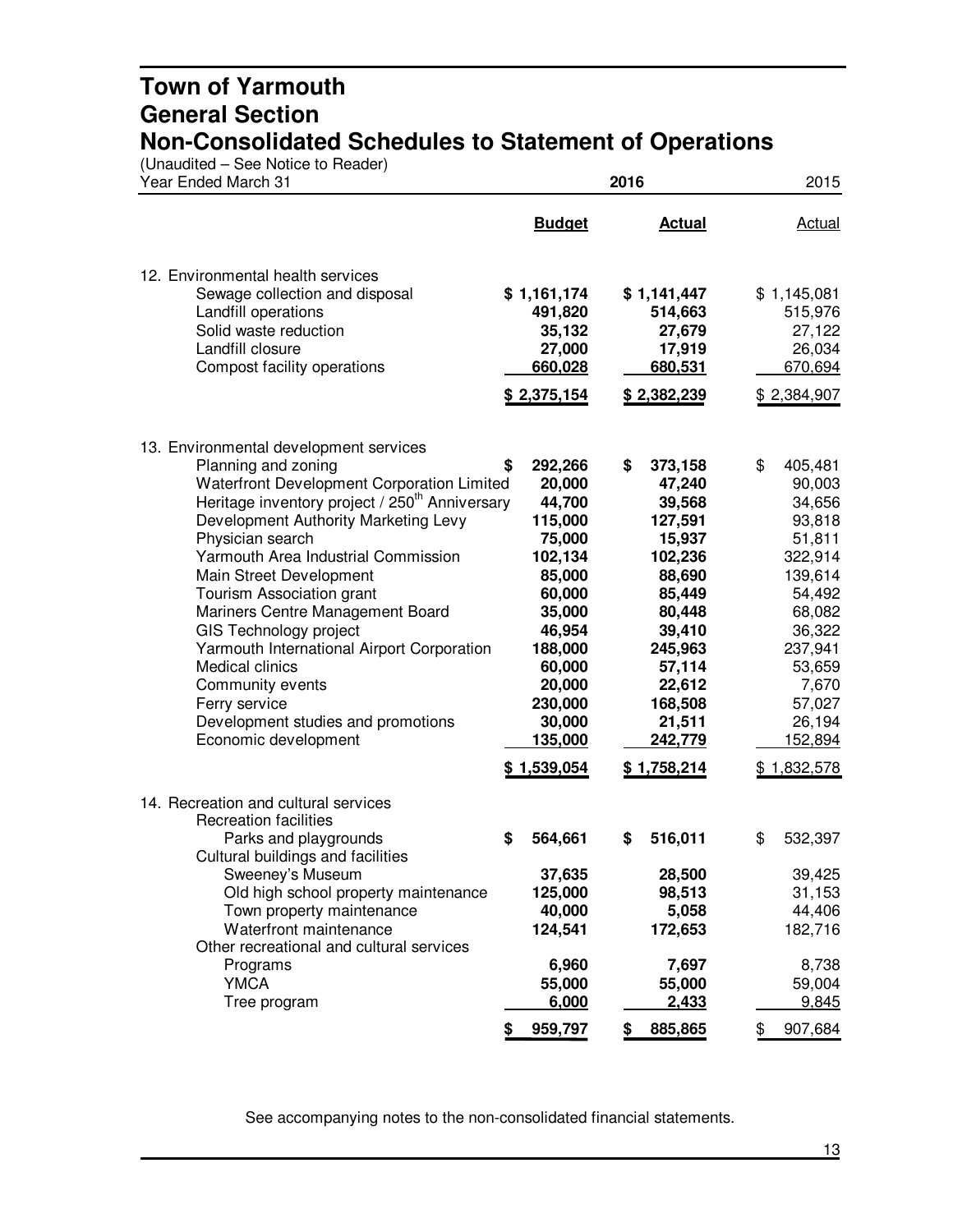# Town of Yarmouth
## General Section
## Non-Consolidated Schedules to Statement of Operations

(Unaudited – See Notice to Reader)

| Year Ended March 31 | 2016 Budget | 2016 Actual | 2015 Actual |
|---|---|---|---|
| **12. Environmental health services** | | | |
| Sewage collection and disposal | **$ 1,161,174** | **$ 1,141,447** | $ 1,145,081 |
| Landfill operations | **491,820** | **514,663** | 515,976 |
| Solid waste reduction | **35,132** | **27,679** | 27,122 |
| Landfill closure | **27,000** | **17,919** | 26,034 |
| Compost facility operations | **660,028** | **680,531** | 670,694 |
| | **$ 2,375,154** | **$ 2,382,239** | $ 2,384,907 |
| **13. Environmental development services** | | | |
| Planning and zoning | **$ 292,266** | **$ 373,158** | $ 405,481 |
| Waterfront Development Corporation Limited | **20,000** | **47,240** | 90,003 |
| Heritage inventory project / 250th Anniversary | **44,700** | **39,568** | 34,656 |
| Development Authority Marketing Levy | **115,000** | **127,591** | 93,818 |
| Physician search | **75,000** | **15,937** | 51,811 |
| Yarmouth Area Industrial Commission | **102,134** | **102,236** | 322,914 |
| Main Street Development | **85,000** | **88,690** | 139,614 |
| Tourism Association grant | **60,000** | **85,449** | 54,492 |
| Mariners Centre Management Board | **35,000** | **80,448** | 68,082 |
| GIS Technology project | **46,954** | **39,410** | 36,322 |
| Yarmouth International Airport Corporation | **188,000** | **245,963** | 237,941 |
| Medical clinics | **60,000** | **57,114** | 53,659 |
| Community events | **20,000** | **22,612** | 7,670 |
| Ferry service | **230,000** | **168,508** | 57,027 |
| Development studies and promotions | **30,000** | **21,511** | 26,194 |
| Economic development | **135,000** | **242,779** | 152,894 |
| | **$ 1,539,054** | **$ 1,758,214** | $ 1,832,578 |
| **14. Recreation and cultural services** | | | |
| Recreation facilities | | | |
| Parks and playgrounds | **$ 564,661** | **$ 516,011** | $ 532,397 |
| Cultural buildings and facilities | | | |
| Sweeney's Museum | **37,635** | **28,500** | 39,425 |
| Old high school property maintenance | **125,000** | **98,513** | 31,153 |
| Town property maintenance | **40,000** | **5,058** | 44,406 |
| Waterfront maintenance | **124,541** | **172,653** | 182,716 |
| Other recreational and cultural services | | | |
| Programs | **6,960** | **7,697** | 8,738 |
| YMCA | **55,000** | **55,000** | 59,004 |
| Tree program | **6,000** | **2,433** | 9,845 |
| | **$ 959,797** | **$ 885,865** | $ 907,684 |

See accompanying notes to the non-consolidated financial statements.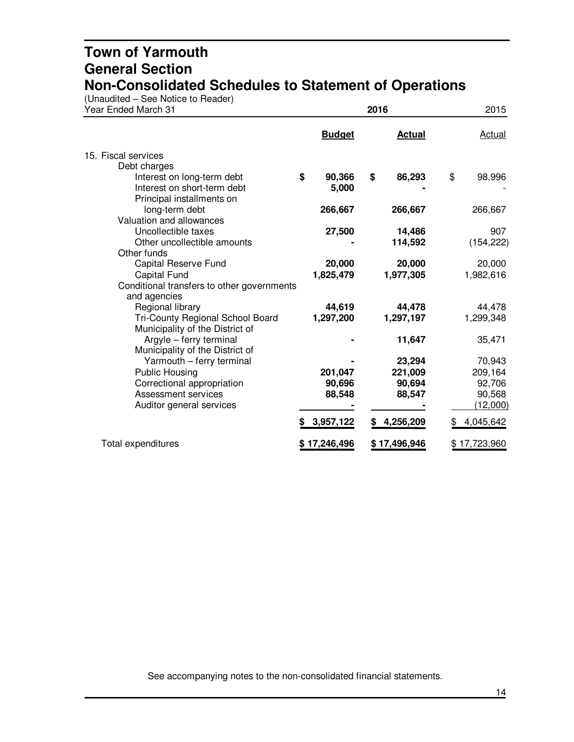# Town of Yarmouth
## General Section
## Non-Consolidated Schedules to Statement of Operations

(Unaudited – See Notice to Reader)

| Year Ended March 31 | 2016 Budget | 2016 Actual | 2015 Actual |
|---|---|---|---|
| 15. Fiscal services | | | |
| Debt charges | | | |
| Interest on long-term debt | $ 90,366 | $ 86,293 | $ 98,996 |
| Interest on short-term debt | 5,000 | - | - |
| Principal installments on long-term debt | 266,667 | 266,667 | 266,667 |
| Valuation and allowances | | | |
| Uncollectible taxes | 27,500 | 14,486 | 907 |
| Other uncollectible amounts | - | 114,592 | (154,222) |
| Other funds | | | |
| Capital Reserve Fund | 20,000 | 20,000 | 20,000 |
| Capital Fund | 1,825,479 | 1,977,305 | 1,982,616 |
| Conditional transfers to other governments and agencies | | | |
| Regional library | 44,619 | 44,478 | 44,478 |
| Tri-County Regional School Board | 1,297,200 | 1,297,197 | 1,299,348 |
| Municipality of the District of Argyle – ferry terminal | - | 11,647 | 35,471 |
| Municipality of the District of Yarmouth – ferry terminal | - | 23,294 | 70,943 |
| Public Housing | 201,047 | 221,009 | 209,164 |
| Correctional appropriation | 90,696 | 90,694 | 92,706 |
| Assessment services | 88,548 | 88,547 | 90,568 |
| Auditor general services | - | - | (12,000) |
| | $ 3,957,122 | $ 4,256,209 | $ 4,045,642 |
| Total expenditures | $ 17,246,496 | $ 17,496,946 | $ 17,723,960 |

See accompanying notes to the non-consolidated financial statements.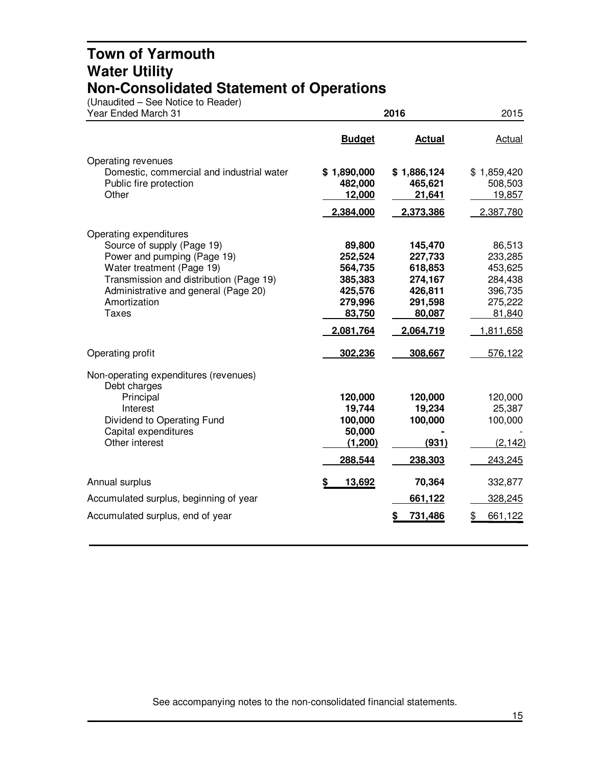# Town of Yarmouth
## Water Utility
## Non-Consolidated Statement of Operations

(Unaudited – See Notice to Reader)

| Year Ended March 31 | 2016 Budget | 2016 Actual | 2015 Actual |
|---|---|---|---|
| **Operating revenues** | | | |
| Domestic, commercial and industrial water | $ 1,890,000 | $ 1,886,124 | $ 1,859,420 |
| Public fire protection | 482,000 | 465,621 | 508,503 |
| Other | 12,000 | 21,641 | 19,857 |
| | 2,384,000 | 2,373,386 | 2,387,780 |
| **Operating expenditures** | | | |
| Source of supply (Page 19) | 89,800 | 145,470 | 86,513 |
| Power and pumping (Page 19) | 252,524 | 227,733 | 233,285 |
| Water treatment (Page 19) | 564,735 | 618,853 | 453,625 |
| Transmission and distribution (Page 19) | 385,383 | 274,167 | 284,438 |
| Administrative and general (Page 20) | 425,576 | 426,811 | 396,735 |
| Amortization | 279,996 | 291,598 | 275,222 |
| Taxes | 83,750 | 80,087 | 81,840 |
| | 2,081,764 | 2,064,719 | 1,811,658 |
| **Operating profit** | 302,236 | 308,667 | 576,122 |
| **Non-operating expenditures (revenues)** | | | |
| Debt charges | | | |
| Principal | 120,000 | 120,000 | 120,000 |
| Interest | 19,744 | 19,234 | 25,387 |
| Dividend to Operating Fund | 100,000 | 100,000 | 100,000 |
| Capital expenditures | 50,000 | - | - |
| Other interest | (1,200) | (931) | (2,142) |
| | 288,544 | 238,303 | 243,245 |
| **Annual surplus** | $ 13,692 | 70,364 | 332,877 |
| Accumulated surplus, beginning of year | | 661,122 | 328,245 |
| Accumulated surplus, end of year | | $ 731,486 | $ 661,122 |

See accompanying notes to the non-consolidated financial statements.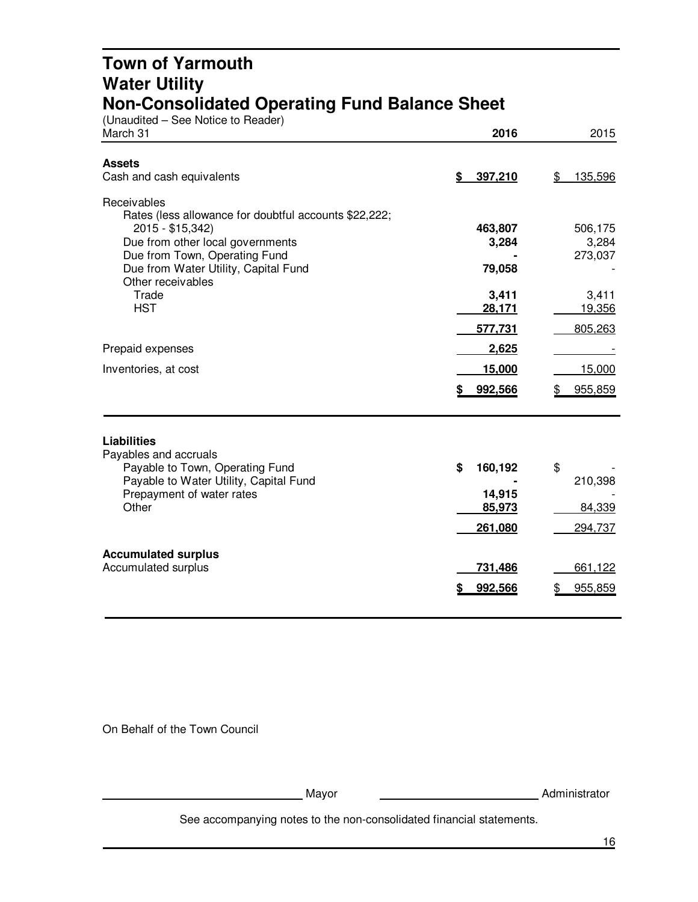# Town of Yarmouth
# Water Utility
# Non-Consolidated Operating Fund Balance Sheet

(Unaudited – See Notice to Reader)

| March 31 | 2016 | 2015 |
|---|---|---|
| **Assets** | | |
| Cash and cash equivalents | $ 397,210 | $ 135,596 |
| Receivables | | |
| Rates (less allowance for doubtful accounts $22,222; 2015 - $15,342) | 463,807 | 506,175 |
| Due from other local governments | 3,284 | 3,284 |
| Due from Town, Operating Fund | - | 273,037 |
| Due from Water Utility, Capital Fund | 79,058 | - |
| Other receivables | | |
| Trade | 3,411 | 3,411 |
| HST | 28,171 | 19,356 |
| | 577,731 | 805,263 |
| Prepaid expenses | 2,625 | - |
| Inventories, at cost | 15,000 | 15,000 |
| | $ 992,566 | $ 955,859 |
| **Liabilities** | | |
| Payables and accruals | | |
| Payable to Town, Operating Fund | $ 160,192 | $ - |
| Payable to Water Utility, Capital Fund | - | 210,398 |
| Prepayment of water rates | 14,915 | - |
| Other | 85,973 | 84,339 |
| | 261,080 | 294,737 |
| **Accumulated surplus** | | |
| Accumulated surplus | 731,486 | 661,122 |
| | $ 992,566 | $ 955,859 |

On Behalf of the Town Council

\_\_\_\_\_\_\_\_\_\_\_\_\_\_\_\_\_\_\_\_\_\_\_\_ Mayor \_\_\_\_\_\_\_\_\_\_\_\_\_\_\_\_\_\_\_\_\_\_\_\_ Administrator

See accompanying notes to the non-consolidated financial statements.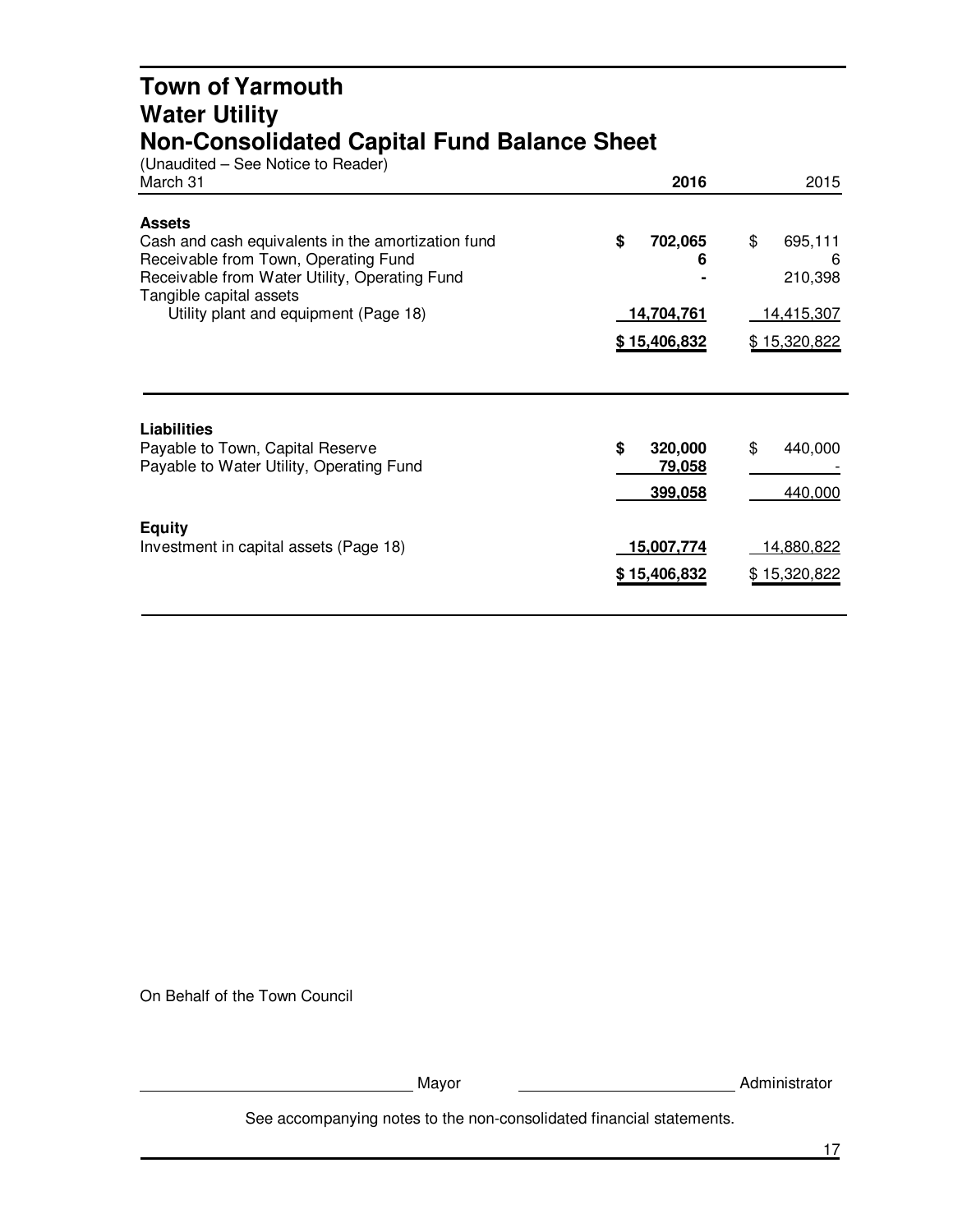# Town of Yarmouth
# Water Utility
# Non-Consolidated Capital Fund Balance Sheet

(Unaudited – See Notice to Reader)

| March 31 | 2016 | 2015 |
|---|---|---|
| **Assets** | | |
| Cash and cash equivalents in the amortization fund | **$ 702,065** | $ 695,111 |
| Receivable from Town, Operating Fund | **6** | 6 |
| Receivable from Water Utility, Operating Fund | **-** | 210,398 |
| Tangible capital assets | | |
| Utility plant and equipment (Page 18) | **14,704,761** | 14,415,307 |
| | **$ 15,406,832** | $ 15,320,822 |

| | 2016 | 2015 |
|---|---|---|
| **Liabilities** | | |
| Payable to Town, Capital Reserve | **$ 320,000** | $ 440,000 |
| Payable to Water Utility, Operating Fund | **79,058** | - |
| | **399,058** | 440,000 |
| **Equity** | | |
| Investment in capital assets (Page 18) | **15,007,774** | 14,880,822 |
| | **$ 15,406,832** | $ 15,320,822 |

On Behalf of the Town Council

_____________________ Mayor _____________________ Administrator

See accompanying notes to the non-consolidated financial statements.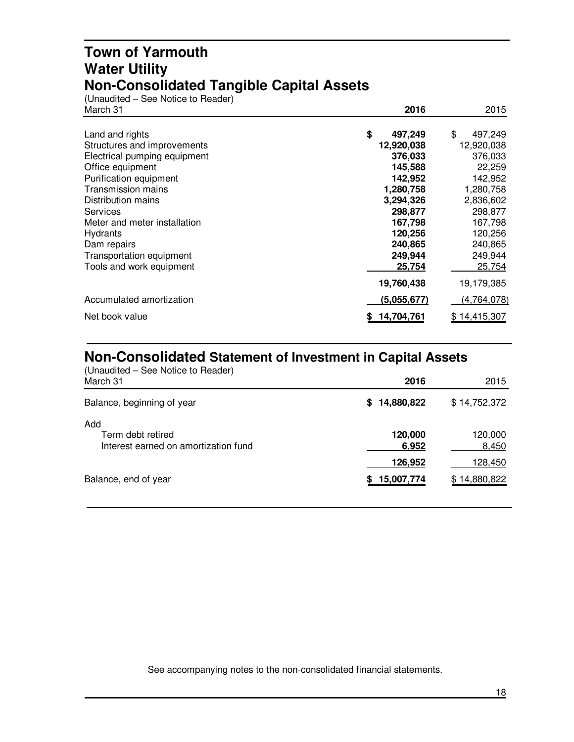# Town of Yarmouth
# Water Utility
# Non-Consolidated Tangible Capital Assets

(Unaudited – See Notice to Reader)

| March 31 | 2016 | 2015 |
|---|---|---|
| Land and rights | $ 497,249 | $ 497,249 |
| Structures and improvements | 12,920,038 | 12,920,038 |
| Electrical pumping equipment | 376,033 | 376,033 |
| Office equipment | 145,588 | 22,259 |
| Purification equipment | 142,952 | 142,952 |
| Transmission mains | 1,280,758 | 1,280,758 |
| Distribution mains | 3,294,326 | 2,836,602 |
| Services | 298,877 | 298,877 |
| Meter and meter installation | 167,798 | 167,798 |
| Hydrants | 120,256 | 120,256 |
| Dam repairs | 240,865 | 240,865 |
| Transportation equipment | 249,944 | 249,944 |
| Tools and work equipment | 25,754 | 25,754 |
| | 19,760,438 | 19,179,385 |
| Accumulated amortization | (5,055,677) | (4,764,078) |
| Net book value | $ 14,704,761 | $ 14,415,307 |

## Non-Consolidated Statement of Investment in Capital Assets

(Unaudited – See Notice to Reader)

| March 31 | 2016 | 2015 |
|---|---|---|
| Balance, beginning of year | $ 14,880,822 | $ 14,752,372 |
| Add | | |
| Term debt retired | 120,000 | 120,000 |
| Interest earned on amortization fund | 6,952 | 8,450 |
| | 126,952 | 128,450 |
| Balance, end of year | $ 15,007,774 | $ 14,880,822 |

See accompanying notes to the non-consolidated financial statements.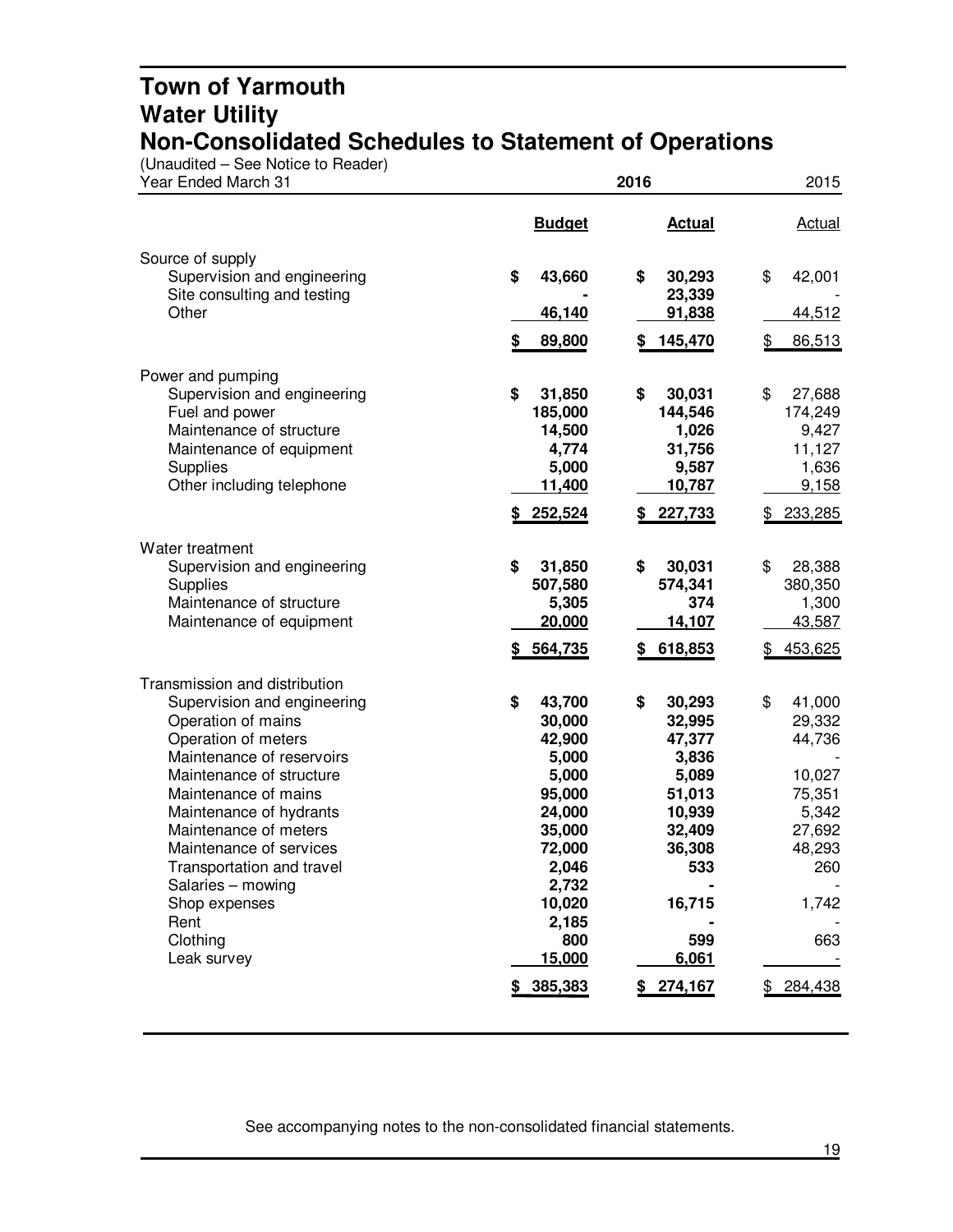# Town of Yarmouth
# Water Utility
# Non-Consolidated Schedules to Statement of Operations

(Unaudited – See Notice to Reader)

| Year Ended March 31 | 2016 Budget | 2016 Actual | 2015 Actual |
|---|---|---|---|
| **Source of supply** | | | |
| Supervision and engineering | $ 43,660 | $ 30,293 | $ 42,001 |
| Site consulting and testing | - | 23,339 | - |
| Other | 46,140 | 91,838 | 44,512 |
| | $ 89,800 | $ 145,470 | $ 86,513 |
| **Power and pumping** | | | |
| Supervision and engineering | $ 31,850 | $ 30,031 | $ 27,688 |
| Fuel and power | 185,000 | 144,546 | 174,249 |
| Maintenance of structure | 14,500 | 1,026 | 9,427 |
| Maintenance of equipment | 4,774 | 31,756 | 11,127 |
| Supplies | 5,000 | 9,587 | 1,636 |
| Other including telephone | 11,400 | 10,787 | 9,158 |
| | $ 252,524 | $ 227,733 | $ 233,285 |
| **Water treatment** | | | |
| Supervision and engineering | $ 31,850 | $ 30,031 | $ 28,388 |
| Supplies | 507,580 | 574,341 | 380,350 |
| Maintenance of structure | 5,305 | 374 | 1,300 |
| Maintenance of equipment | 20,000 | 14,107 | 43,587 |
| | $ 564,735 | $ 618,853 | $ 453,625 |
| **Transmission and distribution** | | | |
| Supervision and engineering | $ 43,700 | $ 30,293 | $ 41,000 |
| Operation of mains | 30,000 | 32,995 | 29,332 |
| Operation of meters | 42,900 | 47,377 | 44,736 |
| Maintenance of reservoirs | 5,000 | 3,836 | - |
| Maintenance of structure | 5,000 | 5,089 | 10,027 |
| Maintenance of mains | 95,000 | 51,013 | 75,351 |
| Maintenance of hydrants | 24,000 | 10,939 | 5,342 |
| Maintenance of meters | 35,000 | 32,409 | 27,692 |
| Maintenance of services | 72,000 | 36,308 | 48,293 |
| Transportation and travel | 2,046 | 533 | 260 |
| Salaries – mowing | 2,732 | - | - |
| Shop expenses | 10,020 | 16,715 | 1,742 |
| Rent | 2,185 | - | - |
| Clothing | 800 | 599 | 663 |
| Leak survey | 15,000 | 6,061 | - |
| | $ 385,383 | $ 274,167 | $ 284,438 |

See accompanying notes to the non-consolidated financial statements.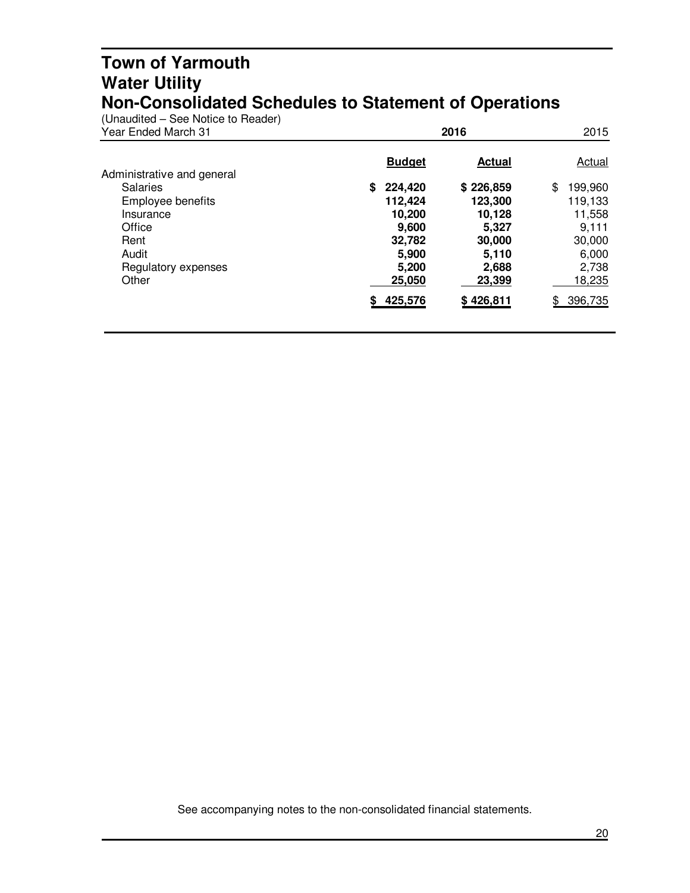# Town of Yarmouth
# Water Utility
# Non-Consolidated Schedules to Statement of Operations

(Unaudited – See Notice to Reader)

| Year Ended March 31 | 2016 | | 2015 |
|---|---|---|---|
| | **Budget** | **Actual** | Actual |
| Administrative and general | | | |
| Salaries | **$ 224,420** | **$ 226,859** | $ 199,960 |
| Employee benefits | **112,424** | **123,300** | 119,133 |
| Insurance | **10,200** | **10,128** | 11,558 |
| Office | **9,600** | **5,327** | 9,111 |
| Rent | **32,782** | **30,000** | 30,000 |
| Audit | **5,900** | **5,110** | 6,000 |
| Regulatory expenses | **5,200** | **2,688** | 2,738 |
| Other | **25,050** | **23,399** | 18,235 |
| | **$ 425,576** | **$ 426,811** | $ 396,735 |

See accompanying notes to the non-consolidated financial statements.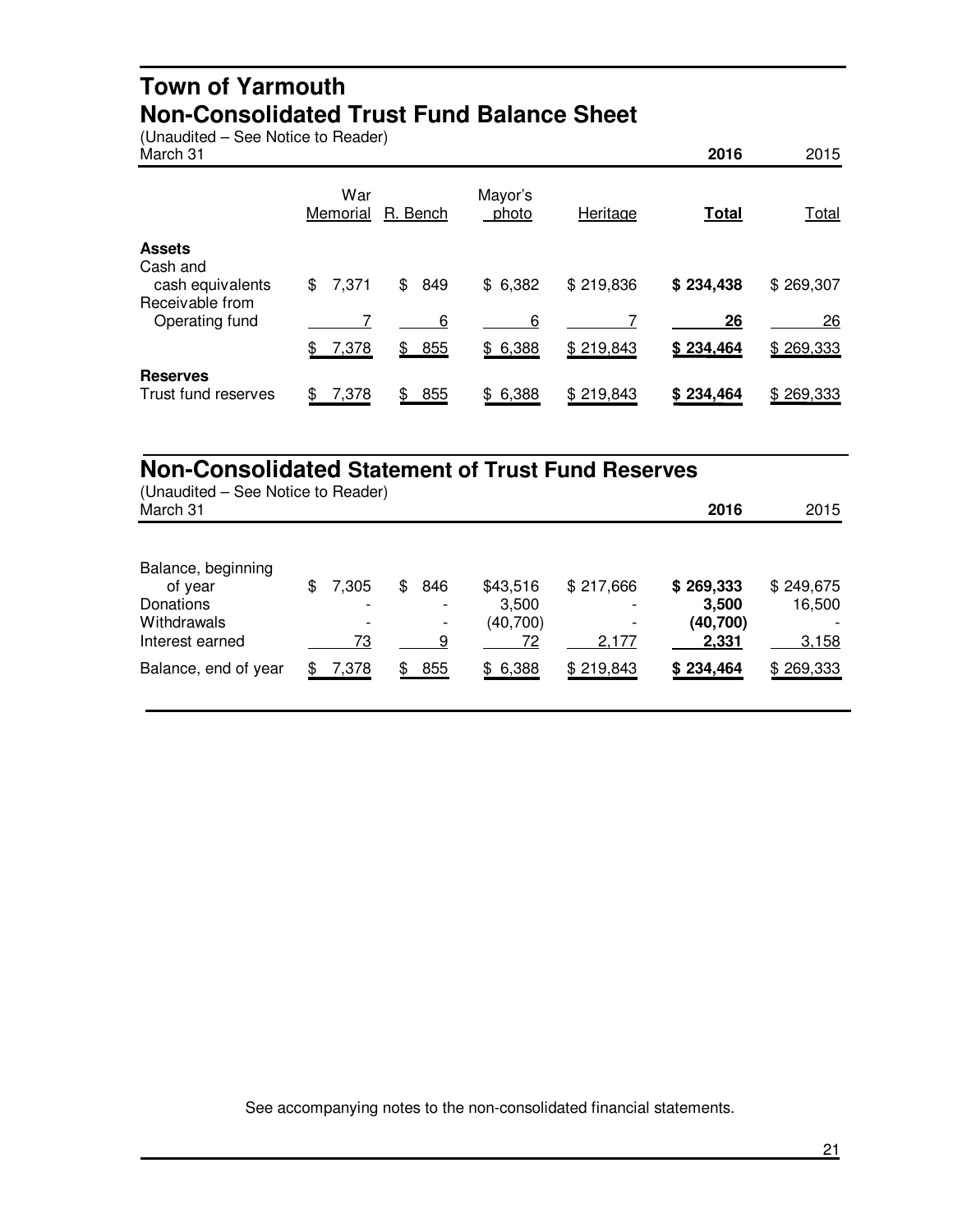# Town of Yarmouth
## Non-Consolidated Trust Fund Balance Sheet

(Unaudited – See Notice to Reader)

March 31

| | War Memorial | R. Bench | Mayor's photo | Heritage | **2016 Total** | 2015 Total |
|---|---|---|---|---|---|---|
| **Assets** | | | | | | |
| Cash and cash equivalents | $ 7,371 | $ 849 | $ 6,382 | $ 219,836 | **$ 234,438** | $ 269,307 |
| Receivable from Operating fund | 7 | 6 | 6 | 7 | **26** | 26 |
| | $ 7,378 | $ 855 | $ 6,388 | $ 219,843 | **$ 234,464** | $ 269,333 |
| **Reserves** | | | | | | |
| Trust fund reserves | $ 7,378 | $ 855 | $ 6,388 | $ 219,843 | **$ 234,464** | $ 269,333 |

## Non-Consolidated Statement of Trust Fund Reserves

(Unaudited – See Notice to Reader)

March 31

| | War Memorial | R. Bench | Mayor's photo | Heritage | **2016** | 2015 |
|---|---|---|---|---|---|---|
| Balance, beginning of year | $ 7,305 | $ 846 | $43,516 | $ 217,666 | **$ 269,333** | $ 249,675 |
| Donations | - | - | 3,500 | - | **3,500** | 16,500 |
| Withdrawals | - | - | (40,700) | - | **(40,700)** | - |
| Interest earned | 73 | 9 | 72 | 2,177 | **2,331** | 3,158 |
| Balance, end of year | $ 7,378 | $ 855 | $ 6,388 | $ 219,843 | **$ 234,464** | $ 269,333 |

See accompanying notes to the non-consolidated financial statements.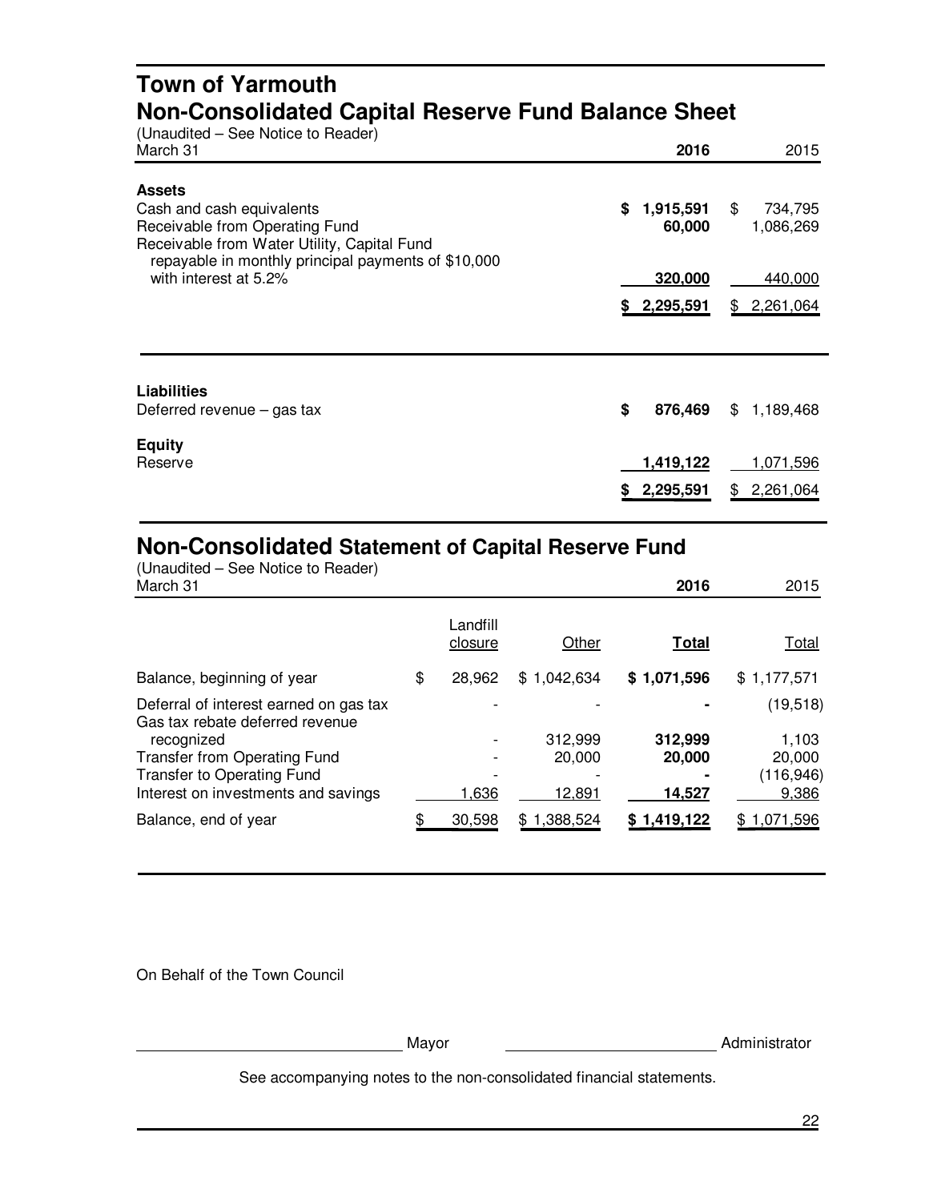# Town of Yarmouth
## Non-Consolidated Capital Reserve Fund Balance Sheet

(Unaudited – See Notice to Reader)

| March 31 | 2016 | 2015 |
|---|---|---|
| **Assets** | | |
| Cash and cash equivalents | **$ 1,915,591** | $ 734,795 |
| Receivable from Operating Fund | **60,000** | 1,086,269 |
| Receivable from Water Utility, Capital Fund repayable in monthly principal payments of $10,000 with interest at 5.2% | **320,000** | 440,000 |
| | **$ 2,295,591** | $ 2,261,064 |

| | 2016 | 2015 |
|---|---|---|
| **Liabilities** | | |
| Deferred revenue – gas tax | **$ 876,469** | $ 1,189,468 |
| **Equity** | | |
| Reserve | **1,419,122** | 1,071,596 |
| | **$ 2,295,591** | $ 2,261,064 |

## Non-Consolidated Statement of Capital Reserve Fund

(Unaudited – See Notice to Reader)

| March 31 | Landfill closure | Other | **2016 Total** | 2015 Total |
|---|---|---|---|---|
| Balance, beginning of year | $ 28,962 | $ 1,042,634 | **$ 1,071,596** | $ 1,177,571 |
| Deferral of interest earned on gas tax | - | - | **-** | (19,518) |
| Gas tax rebate deferred revenue recognized | - | 312,999 | **312,999** | 1,103 |
| Transfer from Operating Fund | - | 20,000 | **20,000** | 20,000 |
| Transfer to Operating Fund | - | - | **-** | (116,946) |
| Interest on investments and savings | 1,636 | 12,891 | **14,527** | 9,386 |
| Balance, end of year | $ 30,598 | $ 1,388,524 | **$ 1,419,122** | $ 1,071,596 |

On Behalf of the Town Council

\_\_\_\_\_\_\_\_\_\_\_\_\_\_\_\_\_\_\_\_\_\_\_\_ Mayor          \_\_\_\_\_\_\_\_\_\_\_\_\_\_\_\_\_\_\_\_\_\_\_\_ Administrator

See accompanying notes to the non-consolidated financial statements.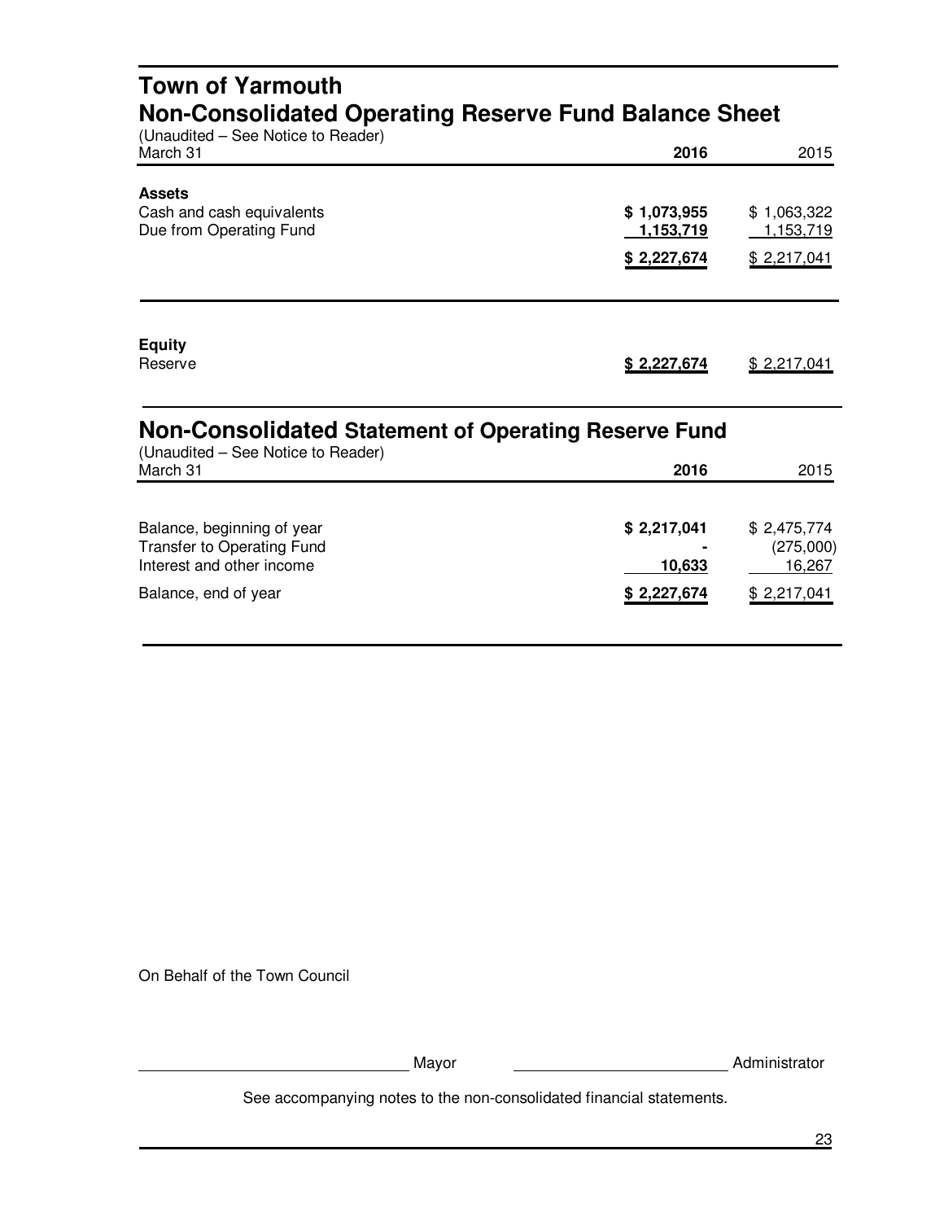# Town of Yarmouth
## Non-Consolidated Operating Reserve Fund Balance Sheet

(Unaudited – See Notice to Reader)

| March 31 | 2016 | 2015 |
|---|---|---|
| **Assets** | | |
| Cash and cash equivalents | **$ 1,073,955** | $ 1,063,322 |
| Due from Operating Fund | **1,153,719** | 1,153,719 |
| | **$ 2,227,674** | $ 2,217,041 |
| **Equity** | | |
| Reserve | **$ 2,227,674** | $ 2,217,041 |

## Non-Consolidated Statement of Operating Reserve Fund

(Unaudited – See Notice to Reader)

| March 31 | 2016 | 2015 |
|---|---|---|
| Balance, beginning of year | **$ 2,217,041** | $ 2,475,774 |
| Transfer to Operating Fund | **-** | (275,000) |
| Interest and other income | **10,633** | 16,267 |
| Balance, end of year | **$ 2,227,674** | $ 2,217,041 |

On Behalf of the Town Council

______________________ Mayor ______________________ Administrator

See accompanying notes to the non-consolidated financial statements.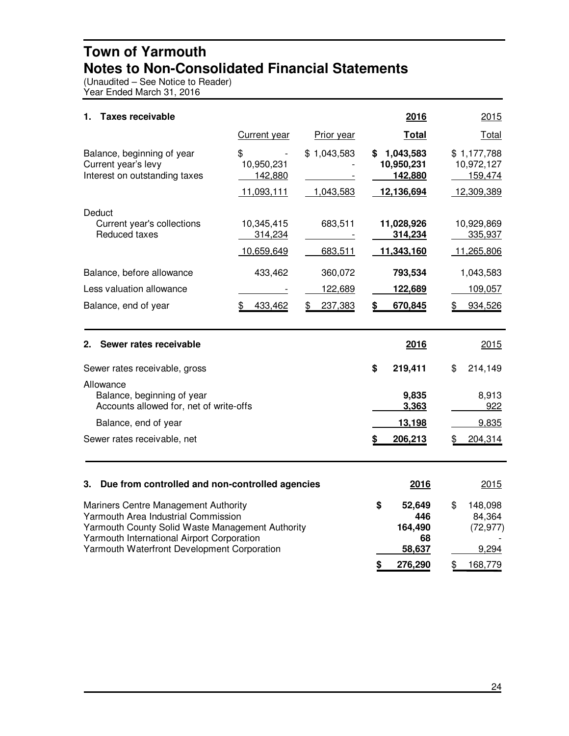# Town of Yarmouth
## Notes to Non-Consolidated Financial Statements

(Unaudited – See Notice to Reader)
Year Ended March 31, 2016

### 1. Taxes receivable

| | Current year | Prior year | 2016 Total | 2015 Total |
|---|---|---|---|---|
| Balance, beginning of year | $ - | $ 1,043,583 | **$ 1,043,583** | $ 1,177,788 |
| Current year's levy | 10,950,231 | - | **10,950,231** | 10,972,127 |
| Interest on outstanding taxes | 142,880 | - | **142,880** | 159,474 |
| | 11,093,111 | 1,043,583 | **12,136,694** | 12,309,389 |
| Deduct | | | | |
| Current year's collections | 10,345,415 | 683,511 | **11,028,926** | 10,929,869 |
| Reduced taxes | 314,234 | - | **314,234** | 335,937 |
| | 10,659,649 | 683,511 | **11,343,160** | 11,265,806 |
| Balance, before allowance | 433,462 | 360,072 | **793,534** | 1,043,583 |
| Less valuation allowance | - | 122,689 | **122,689** | 109,057 |
| Balance, end of year | $ 433,462 | $ 237,383 | **$ 670,845** | $ 934,526 |

### 2. Sewer rates receivable

| | 2016 | 2015 |
|---|---|---|
| Sewer rates receivable, gross | **$ 219,411** | $ 214,149 |
| Allowance | | |
| Balance, beginning of year | **9,835** | 8,913 |
| Accounts allowed for, net of write-offs | **3,363** | 922 |
| Balance, end of year | **13,198** | 9,835 |
| Sewer rates receivable, net | **$ 206,213** | $ 204,314 |

### 3. Due from controlled and non-controlled agencies

| | 2016 | 2015 |
|---|---|---|
| Mariners Centre Management Authority | **$ 52,649** | $ 148,098 |
| Yarmouth Area Industrial Commission | **446** | 84,364 |
| Yarmouth County Solid Waste Management Authority | **164,490** | (72,977) |
| Yarmouth International Airport Corporation | **68** | - |
| Yarmouth Waterfront Development Corporation | **58,637** | 9,294 |
| | **$ 276,290** | $ 168,779 |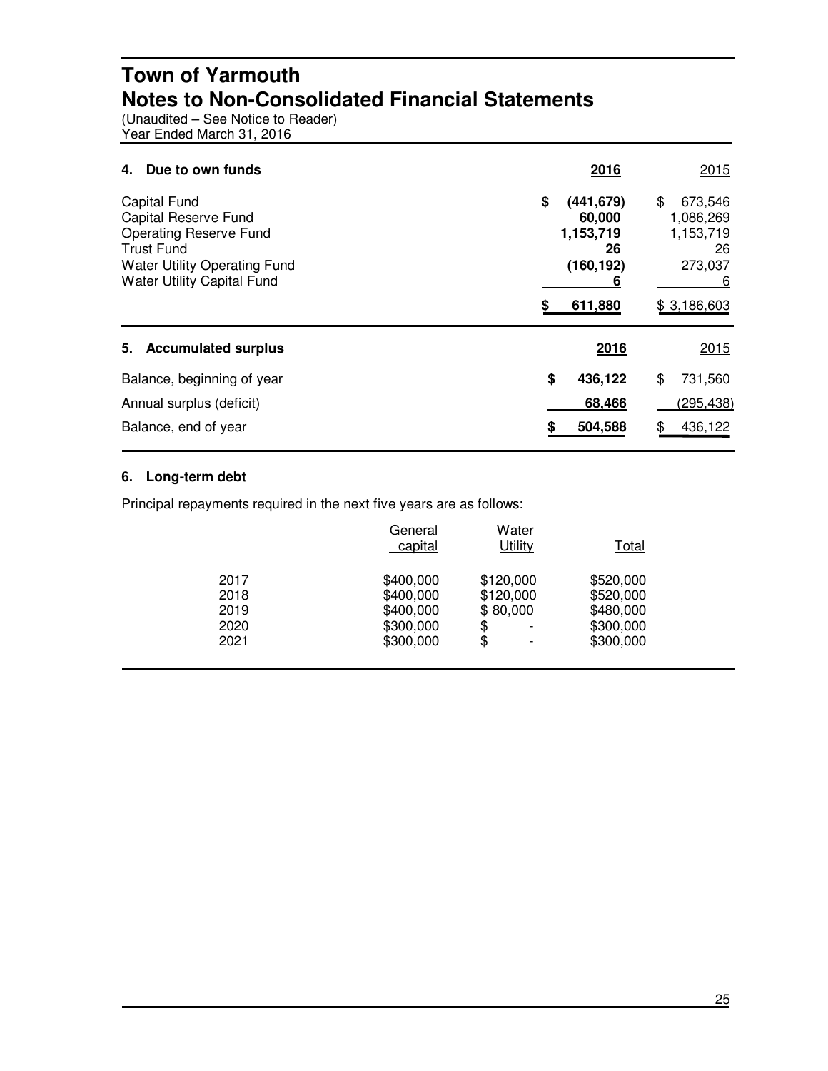# Town of Yarmouth
# Notes to Non-Consolidated Financial Statements

(Unaudited – See Notice to Reader)
Year Ended March 31, 2016

## 4. Due to own funds

| | 2016 | 2015 |
|---|---|---|
| Capital Fund | $ (441,679) | $ 673,546 |
| Capital Reserve Fund | 60,000 | 1,086,269 |
| Operating Reserve Fund | 1,153,719 | 1,153,719 |
| Trust Fund | 26 | 26 |
| Water Utility Operating Fund | (160,192) | 273,037 |
| Water Utility Capital Fund | 6 | 6 |
| | $ 611,880 | $ 3,186,603 |

## 5. Accumulated surplus

| | 2016 | 2015 |
|---|---|---|
| Balance, beginning of year | $ 436,122 | $ 731,560 |
| Annual surplus (deficit) | 68,466 | (295,438) |
| Balance, end of year | $ 504,588 | $ 436,122 |

## 6. Long-term debt

Principal repayments required in the next five years are as follows:

| | General capital | Water Utility | Total |
|---|---|---|---|
| 2017 | $400,000 | $120,000 | $520,000 |
| 2018 | $400,000 | $120,000 | $520,000 |
| 2019 | $400,000 | $ 80,000 | $480,000 |
| 2020 | $300,000 | $ - | $300,000 |
| 2021 | $300,000 | $ - | $300,000 |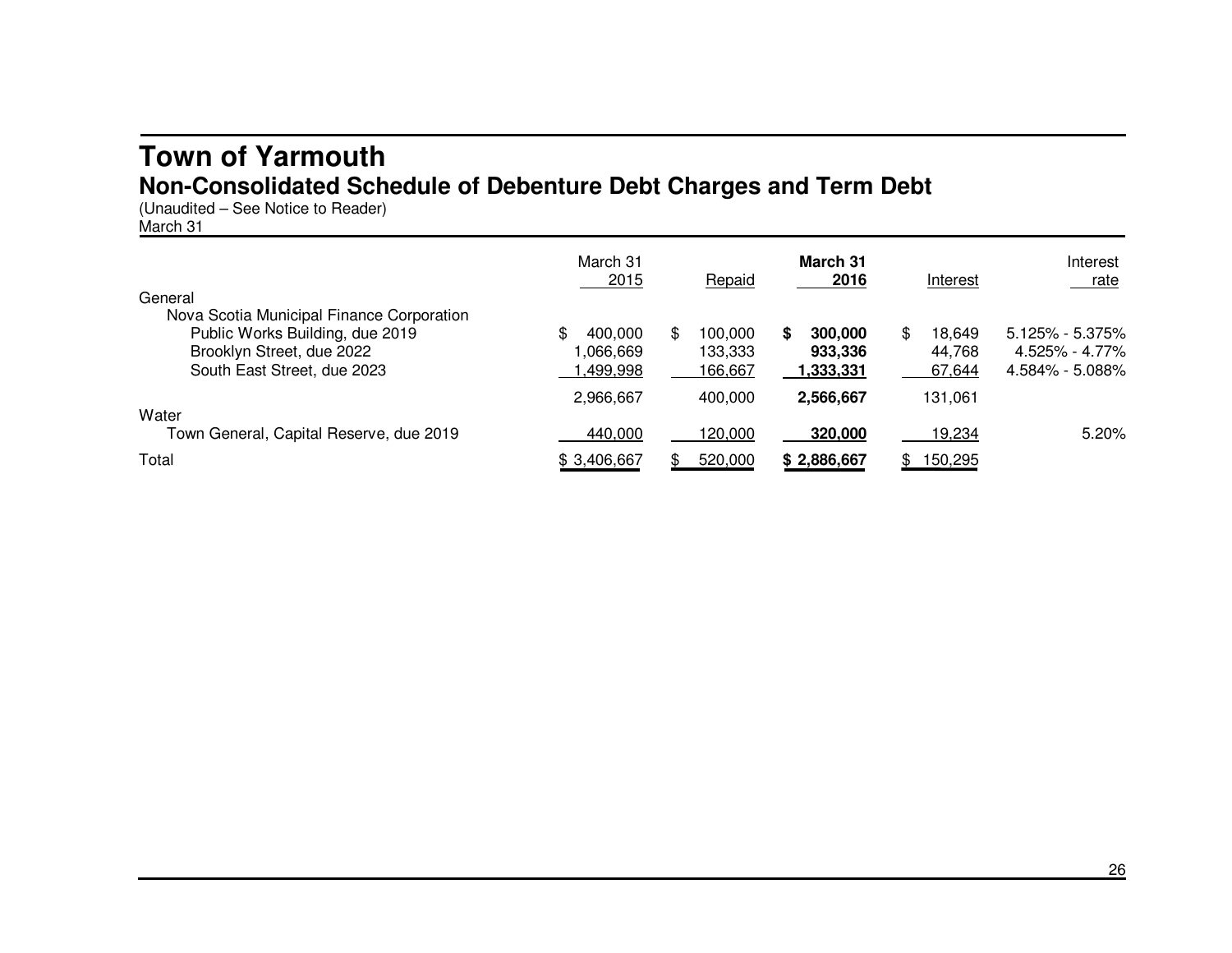# Town of Yarmouth

## Non-Consolidated Schedule of Debenture Debt Charges and Term Debt

(Unaudited – See Notice to Reader)
March 31

| | March 31 2015 | Repaid | **March 31 2016** | Interest | Interest rate |
|---|---|---|---|---|---|
| General | | | | | |
| Nova Scotia Municipal Finance Corporation | | | | | |
| Public Works Building, due 2019 | $ 400,000 | $ 100,000 | **$ 300,000** | $ 18,649 | 5.125% - 5.375% |
| Brooklyn Street, due 2022 | 1,066,669 | 133,333 | **933,336** | 44,768 | 4.525% - 4.77% |
| South East Street, due 2023 | 1,499,998 | 166,667 | **1,333,331** | 67,644 | 4.584% - 5.088% |
| | 2,966,667 | 400,000 | **2,566,667** | 131,061 | |
| Water | | | | | |
| Town General, Capital Reserve, due 2019 | 440,000 | 120,000 | **320,000** | 19,234 | 5.20% |
| Total | $ 3,406,667 | $ 520,000 | **$ 2,886,667** | $ 150,295 | |